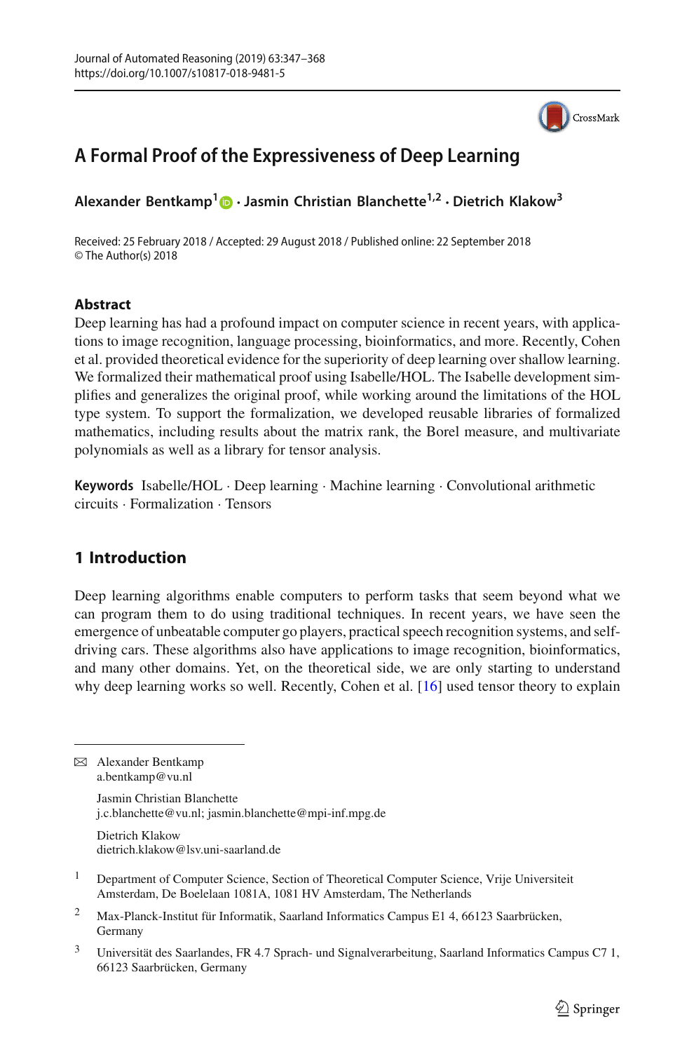# A Formal Proof of the Expressiveness of Deep Learning

**Alexander Bentkamp**[1] · **Jasmin Christian Blanchette**[1,2] · **Dietrich Klakow**[3]

Received: 25 February 2018 / Accepted: 29 August 2018 / Published online: 22 September 2018
© The Author(s) 2018

## Abstract

Deep learning has had a profound impact on computer science in recent years, with applications to image recognition, language processing, bioinformatics, and more. Recently, Cohen et al. provided theoretical evidence for the superiority of deep learning over shallow learning. We formalized their mathematical proof using Isabelle/HOL. The Isabelle development simplifies and generalizes the original proof, while working around the limitations of the HOL type system. To support the formalization, we developed reusable libraries of formalized mathematics, including results about the matrix rank, the Borel measure, and multivariate polynomials as well as a library for tensor analysis.

**Keywords** Isabelle/HOL · Deep learning · Machine learning · Convolutional arithmetic circuits · Formalization · Tensors

## 1 Introduction

Deep learning algorithms enable computers to perform tasks that seem beyond what we can program them to do using traditional techniques. In recent years, we have seen the emergence of unbeatable computer go players, practical speech recognition systems, and self-driving cars. These algorithms also have applications to image recognition, bioinformatics, and many other domains. Yet, on the theoretical side, we are only starting to understand why deep learning works so well. Recently, Cohen et al. [16] used tensor theory to explain

---

✉ Alexander Bentkamp
a.bentkamp@vu.nl

Jasmin Christian Blanchette
j.c.blanchette@vu.nl; jasmin.blanchette@mpi-inf.mpg.de

Dietrich Klakow
dietrich.klakow@lsv.uni-saarland.de

1 Department of Computer Science, Section of Theoretical Computer Science, Vrije Universiteit Amsterdam, De Boelelaan 1081A, 1081 HV Amsterdam, The Netherlands

2 Max-Planck-Institut für Informatik, Saarland Informatics Campus E1 4, 66123 Saarbrücken, Germany

3 Universität des Saarlandes, FR 4.7 Sprach- und Signalverarbeitung, Saarland Informatics Campus C7 1, 66123 Saarbrücken, Germany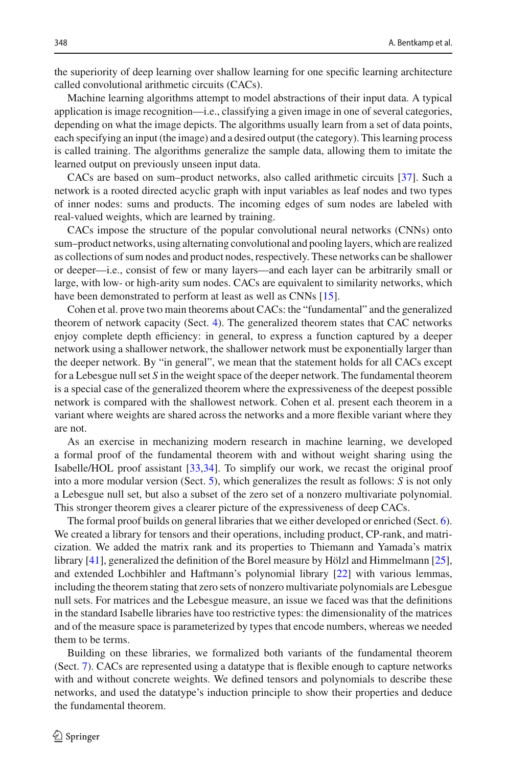the superiority of deep learning over shallow learning for one specific learning architecture called convolutional arithmetic circuits (CACs).

Machine learning algorithms attempt to model abstractions of their input data. A typical application is image recognition—i.e., classifying a given image in one of several categories, depending on what the image depicts. The algorithms usually learn from a set of data points, each specifying an input (the image) and a desired output (the category). This learning process is called training. The algorithms generalize the sample data, allowing them to imitate the learned output on previously unseen input data.

CACs are based on sum–product networks, also called arithmetic circuits [37]. Such a network is a rooted directed acyclic graph with input variables as leaf nodes and two types of inner nodes: sums and products. The incoming edges of sum nodes are labeled with real-valued weights, which are learned by training.

CACs impose the structure of the popular convolutional neural networks (CNNs) onto sum–product networks, using alternating convolutional and pooling layers, which are realized as collections of sum nodes and product nodes, respectively. These networks can be shallower or deeper—i.e., consist of few or many layers—and each layer can be arbitrarily small or large, with low- or high-arity sum nodes. CACs are equivalent to similarity networks, which have been demonstrated to perform at least as well as CNNs [15].

Cohen et al. prove two main theorems about CACs: the "fundamental" and the generalized theorem of network capacity (Sect. 4). The generalized theorem states that CAC networks enjoy complete depth efficiency: in general, to express a function captured by a deeper network using a shallower network, the shallower network must be exponentially larger than the deeper network. By "in general", we mean that the statement holds for all CACs except for a Lebesgue null set $S$ in the weight space of the deeper network. The fundamental theorem is a special case of the generalized theorem where the expressiveness of the deepest possible network is compared with the shallowest network. Cohen et al. present each theorem in a variant where weights are shared across the networks and a more flexible variant where they are not.

As an exercise in mechanizing modern research in machine learning, we developed a formal proof of the fundamental theorem with and without weight sharing using the Isabelle/HOL proof assistant [33,34]. To simplify our work, we recast the original proof into a more modular version (Sect. 5), which generalizes the result as follows: $S$ is not only a Lebesgue null set, but also a subset of the zero set of a nonzero multivariate polynomial. This stronger theorem gives a clearer picture of the expressiveness of deep CACs.

The formal proof builds on general libraries that we either developed or enriched (Sect. 6). We created a library for tensors and their operations, including product, CP-rank, and matricization. We added the matrix rank and its properties to Thiemann and Yamada's matrix library [41], generalized the definition of the Borel measure by Hölzl and Himmelmann [25], and extended Lochbihler and Haftmann's polynomial library [22] with various lemmas, including the theorem stating that zero sets of nonzero multivariate polynomials are Lebesgue null sets. For matrices and the Lebesgue measure, an issue we faced was that the definitions in the standard Isabelle libraries have too restrictive types: the dimensionality of the matrices and of the measure space is parameterized by types that encode numbers, whereas we needed them to be terms.

Building on these libraries, we formalized both variants of the fundamental theorem (Sect. 7). CACs are represented using a datatype that is flexible enough to capture networks with and without concrete weights. We defined tensors and polynomials to describe these networks, and used the datatype's induction principle to show their properties and deduce the fundamental theorem.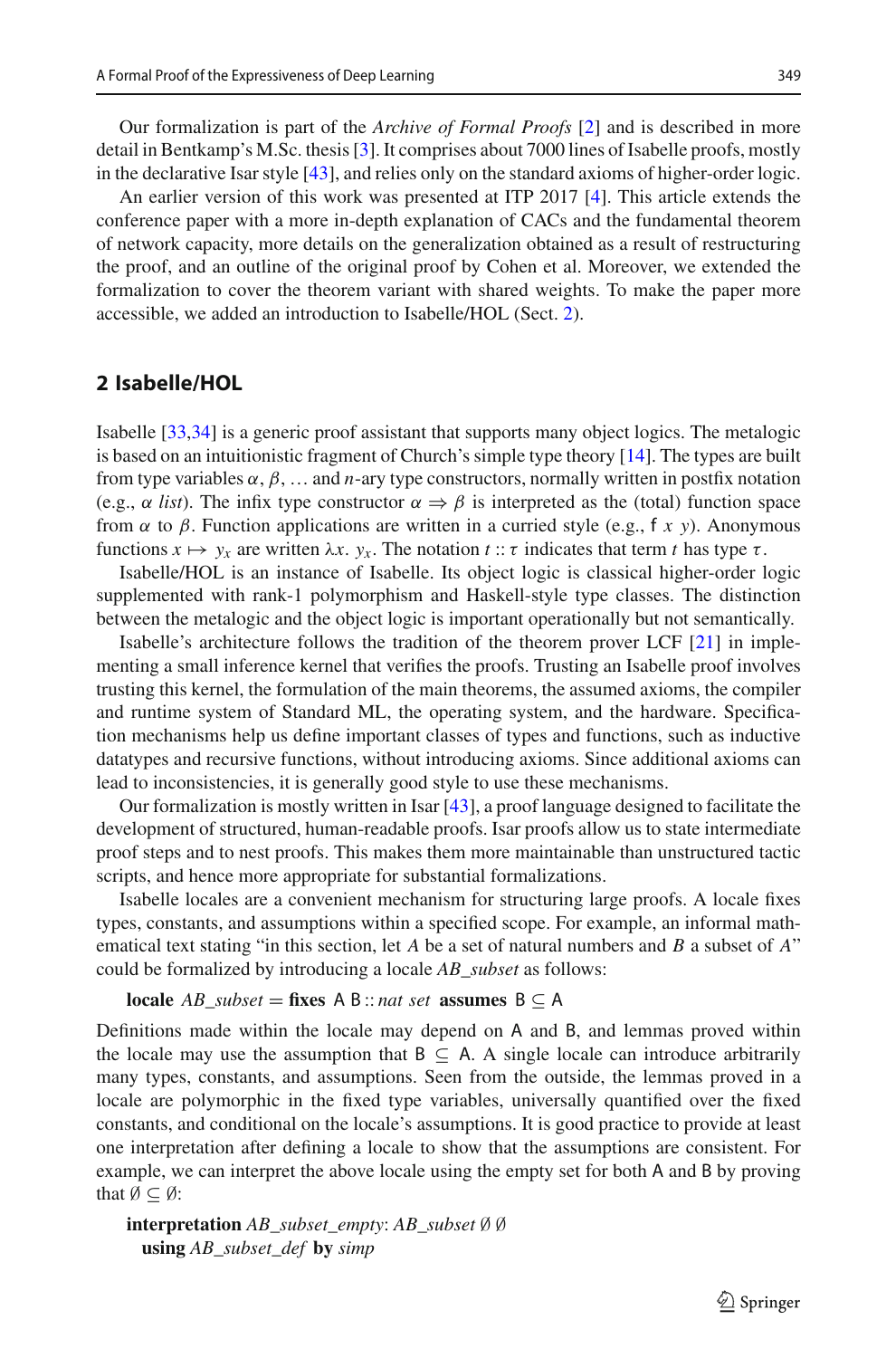Our formalization is part of the *Archive of Formal Proofs* [2] and is described in more detail in Bentkamp's M.Sc. thesis [3]. It comprises about 7000 lines of Isabelle proofs, mostly in the declarative Isar style [43], and relies only on the standard axioms of higher-order logic.

An earlier version of this work was presented at ITP 2017 [4]. This article extends the conference paper with a more in-depth explanation of CACs and the fundamental theorem of network capacity, more details on the generalization obtained as a result of restructuring the proof, and an outline of the original proof by Cohen et al. Moreover, we extended the formalization to cover the theorem variant with shared weights. To make the paper more accessible, we added an introduction to Isabelle/HOL (Sect. 2).

## 2 Isabelle/HOL

Isabelle [33,34] is a generic proof assistant that supports many object logics. The metalogic is based on an intuitionistic fragment of Church's simple type theory [14]. The types are built from type variables $\alpha$, $\beta$, ... and $n$-ary type constructors, normally written in postfix notation (e.g., $\alpha$ *list*). The infix type constructor $\alpha \Rightarrow \beta$ is interpreted as the (total) function space from $\alpha$ to $\beta$. Function applications are written in a curried style (e.g., $\mathsf{f}\ x\ y$). Anonymous functions $x \mapsto y_x$ are written $\lambda x.\ y_x$. The notation $t :: \tau$ indicates that term $t$ has type $\tau$.

Isabelle/HOL is an instance of Isabelle. Its object logic is classical higher-order logic supplemented with rank-1 polymorphism and Haskell-style type classes. The distinction between the metalogic and the object logic is important operationally but not semantically.

Isabelle's architecture follows the tradition of the theorem prover LCF [21] in implementing a small inference kernel that verifies the proofs. Trusting an Isabelle proof involves trusting this kernel, the formulation of the main theorems, the assumed axioms, the compiler and runtime system of Standard ML, the operating system, and the hardware. Specification mechanisms help us define important classes of types and functions, such as inductive datatypes and recursive functions, without introducing axioms. Since additional axioms can lead to inconsistencies, it is generally good style to use these mechanisms.

Our formalization is mostly written in Isar [43], a proof language designed to facilitate the development of structured, human-readable proofs. Isar proofs allow us to state intermediate proof steps and to nest proofs. This makes them more maintainable than unstructured tactic scripts, and hence more appropriate for substantial formalizations.

Isabelle locales are a convenient mechanism for structuring large proofs. A locale fixes types, constants, and assumptions within a specified scope. For example, an informal mathematical text stating "in this section, let $A$ be a set of natural numbers and $B$ a subset of $A$" could be formalized by introducing a locale *AB_subset* as follows:

**locale** *AB_subset* = **fixes** $\mathsf{A}\ \mathsf{B} :: $ *nat set* **assumes** $\mathsf{B} \subseteq \mathsf{A}$

Definitions made within the locale may depend on A and B, and lemmas proved within the locale may use the assumption that $\mathsf{B} \subseteq \mathsf{A}$. A single locale can introduce arbitrarily many types, constants, and assumptions. Seen from the outside, the lemmas proved in a locale are polymorphic in the fixed type variables, universally quantified over the fixed constants, and conditional on the locale's assumptions. It is good practice to provide at least one interpretation after defining a locale to show that the assumptions are consistent. For example, we can interpret the above locale using the empty set for both A and B by proving that $\emptyset \subseteq \emptyset$:

**interpretation** *AB_subset_empty*: *AB_subset* $\emptyset$ $\emptyset$
  **using** *AB_subset_def* **by** *simp*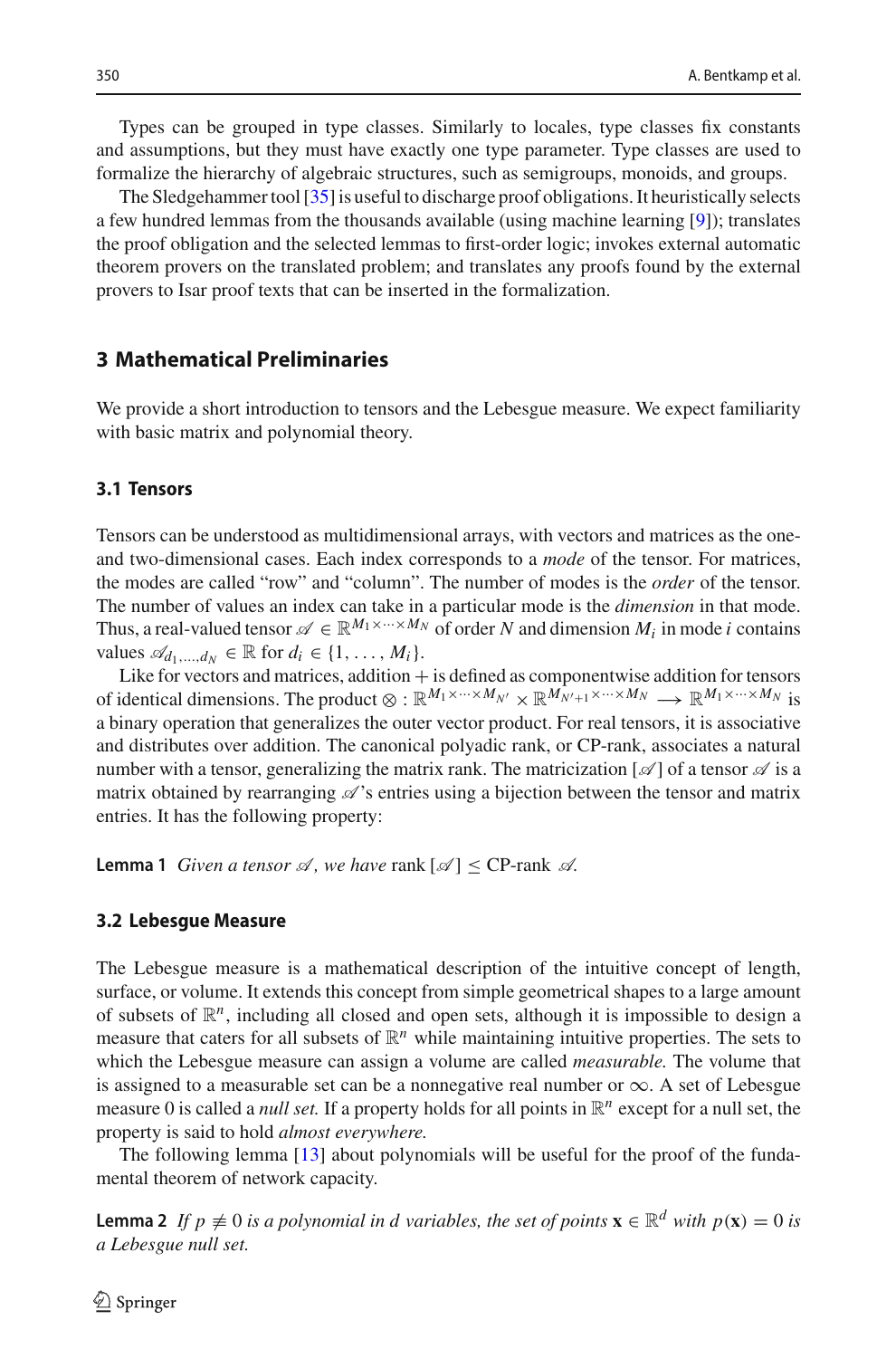Types can be grouped in type classes. Similarly to locales, type classes fix constants and assumptions, but they must have exactly one type parameter. Type classes are used to formalize the hierarchy of algebraic structures, such as semigroups, monoids, and groups.

The Sledgehammer tool [35] is useful to discharge proof obligations. It heuristically selects a few hundred lemmas from the thousands available (using machine learning [9]); translates the proof obligation and the selected lemmas to first-order logic; invokes external automatic theorem provers on the translated problem; and translates any proofs found by the external provers to Isar proof texts that can be inserted in the formalization.

## 3 Mathematical Preliminaries

We provide a short introduction to tensors and the Lebesgue measure. We expect familiarity with basic matrix and polynomial theory.

### 3.1 Tensors

Tensors can be understood as multidimensional arrays, with vectors and matrices as the one- and two-dimensional cases. Each index corresponds to a *mode* of the tensor. For matrices, the modes are called "row" and "column". The number of modes is the *order* of the tensor. The number of values an index can take in a particular mode is the *dimension* in that mode. Thus, a real-valued tensor $\mathscr{A} \in \mathbb{R}^{M_1 \times \cdots \times M_N}$ of order $N$ and dimension $M_i$ in mode $i$ contains values $\mathscr{A}_{d_1,\ldots,d_N} \in \mathbb{R}$ for $d_i \in \{1, \ldots, M_i\}$.

Like for vectors and matrices, addition $+$ is defined as componentwise addition for tensors of identical dimensions. The product $\otimes : \mathbb{R}^{M_1 \times \cdots \times M_{N'}} \times \mathbb{R}^{M_{N'+1} \times \cdots \times M_N} \longrightarrow \mathbb{R}^{M_1 \times \cdots \times M_N}$ is a binary operation that generalizes the outer vector product. For real tensors, it is associative and distributes over addition. The canonical polyadic rank, or CP-rank, associates a natural number with a tensor, generalizing the matrix rank. The matricization $[\mathscr{A}]$ of a tensor $\mathscr{A}$ is a matrix obtained by rearranging $\mathscr{A}$'s entries using a bijection between the tensor and matrix entries. It has the following property:

**Lemma 1** *Given a tensor $\mathscr{A}$, we have* $\text{rank}\,[\mathscr{A}] \leq \text{CP-rank}\ \mathscr{A}$.

### 3.2 Lebesgue Measure

The Lebesgue measure is a mathematical description of the intuitive concept of length, surface, or volume. It extends this concept from simple geometrical shapes to a large amount of subsets of $\mathbb{R}^n$, including all closed and open sets, although it is impossible to design a measure that caters for all subsets of $\mathbb{R}^n$ while maintaining intuitive properties. The sets to which the Lebesgue measure can assign a volume are called *measurable.* The volume that is assigned to a measurable set can be a nonnegative real number or $\infty$. A set of Lebesgue measure 0 is called a *null set.* If a property holds for all points in $\mathbb{R}^n$ except for a null set, the property is said to hold *almost everywhere.*

The following lemma [13] about polynomials will be useful for the proof of the fundamental theorem of network capacity.

**Lemma 2** *If $p \not\equiv 0$ is a polynomial in $d$ variables, the set of points $\mathbf{x} \in \mathbb{R}^d$ with $p(\mathbf{x}) = 0$ is a Lebesgue null set.*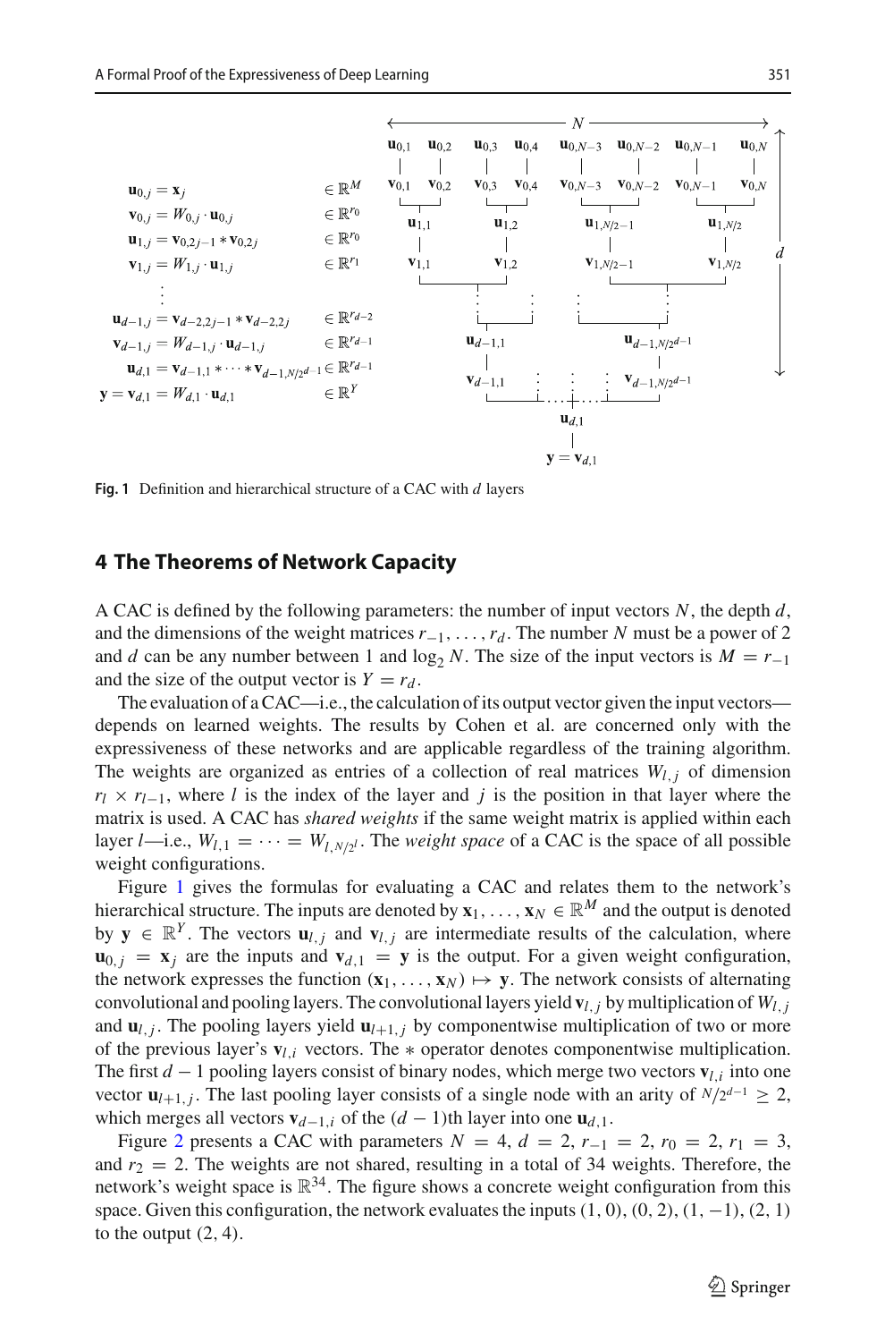$$
\begin{aligned}
\mathbf{u}_{0,j} &= \mathbf{x}_j && \in \mathbb{R}^M \\
\mathbf{v}_{0,j} &= W_{0,j} \cdot \mathbf{u}_{0,j} && \in \mathbb{R}^{r_0} \\
\mathbf{u}_{1,j} &= \mathbf{v}_{0,2j-1} * \mathbf{v}_{0,2j} && \in \mathbb{R}^{r_0} \\
\mathbf{v}_{1,j} &= W_{1,j} \cdot \mathbf{u}_{1,j} && \in \mathbb{R}^{r_1} \\
&\vdots \\
\mathbf{u}_{d-1,j} &= \mathbf{v}_{d-2,2j-1} * \mathbf{v}_{d-2,2j} && \in \mathbb{R}^{r_{d-2}} \\
\mathbf{v}_{d-1,j} &= W_{d-1,j} \cdot \mathbf{u}_{d-1,j} && \in \mathbb{R}^{r_{d-1}} \\
\mathbf{u}_{d,1} &= \mathbf{v}_{d-1,1} * \cdots * \mathbf{v}_{d-1,N/2^{d-1}} && \in \mathbb{R}^{r_{d-1}} \\
\mathbf{y} = \mathbf{v}_{d,1} &= W_{d,1} \cdot \mathbf{u}_{d,1} && \in \mathbb{R}^{Y}
\end{aligned}
$$

**Fig. 1** Definition and hierarchical structure of a CAC with $d$ layers

## 4 The Theorems of Network Capacity

A CAC is defined by the following parameters: the number of input vectors $N$, the depth $d$, and the dimensions of the weight matrices $r_{-1}, \ldots, r_d$. The number $N$ must be a power of 2 and $d$ can be any number between 1 and $\log_2 N$. The size of the input vectors is $M = r_{-1}$ and the size of the output vector is $Y = r_d$.

The evaluation of a CAC—i.e., the calculation of its output vector given the input vectors—depends on learned weights. The results by Cohen et al. are concerned only with the expressiveness of these networks and are applicable regardless of the training algorithm. The weights are organized as entries of a collection of real matrices $W_{l,j}$ of dimension $r_l \times r_{l-1}$, where $l$ is the index of the layer and $j$ is the position in that layer where the matrix is used. A CAC has *shared weights* if the same weight matrix is applied within each layer $l$—i.e., $W_{l,1} = \cdots = W_{l,N/2^l}$. The *weight space* of a CAC is the space of all possible weight configurations.

Figure 1 gives the formulas for evaluating a CAC and relates them to the network's hierarchical structure. The inputs are denoted by $\mathbf{x}_1, \ldots, \mathbf{x}_N \in \mathbb{R}^M$ and the output is denoted by $\mathbf{y} \in \mathbb{R}^Y$. The vectors $\mathbf{u}_{l,j}$ and $\mathbf{v}_{l,j}$ are intermediate results of the calculation, where $\mathbf{u}_{0,j} = \mathbf{x}_j$ are the inputs and $\mathbf{v}_{d,1} = \mathbf{y}$ is the output. For a given weight configuration, the network expresses the function $(\mathbf{x}_1, \ldots, \mathbf{x}_N) \mapsto \mathbf{y}$. The network consists of alternating convolutional and pooling layers. The convolutional layers yield $\mathbf{v}_{l,j}$ by multiplication of $W_{l,j}$ and $\mathbf{u}_{l,j}$. The pooling layers yield $\mathbf{u}_{l+1,j}$ by componentwise multiplication of two or more of the previous layer's $\mathbf{v}_{l,i}$ vectors. The $*$ operator denotes componentwise multiplication. The first $d-1$ pooling layers consist of binary nodes, which merge two vectors $\mathbf{v}_{l,i}$ into one vector $\mathbf{u}_{l+1,j}$. The last pooling layer consists of a single node with an arity of $N/2^{d-1} \geq 2$, which merges all vectors $\mathbf{v}_{d-1,i}$ of the $(d-1)$th layer into one $\mathbf{u}_{d,1}$.

Figure 2 presents a CAC with parameters $N = 4$, $d = 2$, $r_{-1} = 2$, $r_0 = 2$, $r_1 = 3$, and $r_2 = 2$. The weights are not shared, resulting in a total of 34 weights. Therefore, the network's weight space is $\mathbb{R}^{34}$. The figure shows a concrete weight configuration from this space. Given this configuration, the network evaluates the inputs $(1, 0)$, $(0, 2)$, $(1, -1)$, $(2, 1)$ to the output $(2, 4)$.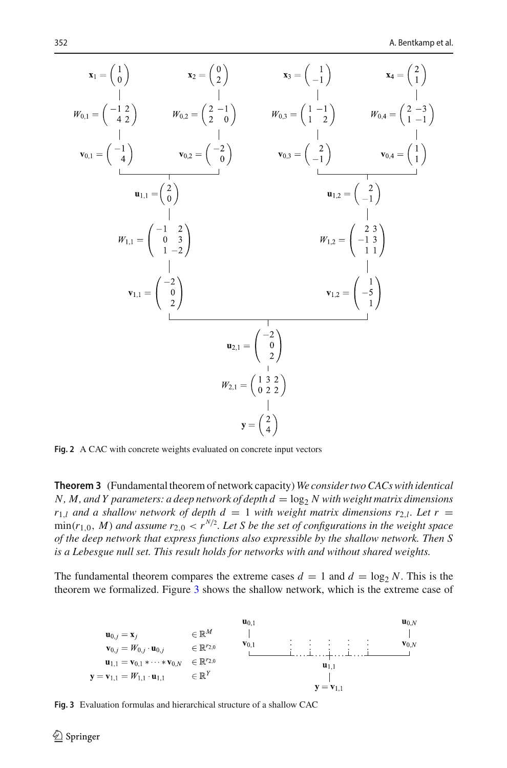$$\mathbf{x}_1 = \begin{pmatrix} 1 \\ 0 \end{pmatrix} \quad \mathbf{x}_2 = \begin{pmatrix} 0 \\ 2 \end{pmatrix} \quad \mathbf{x}_3 = \begin{pmatrix} 1 \\ -1 \end{pmatrix} \quad \mathbf{x}_4 = \begin{pmatrix} 2 \\ 1 \end{pmatrix}$$

$$W_{0,1} = \begin{pmatrix} -1 & 2 \\ 4 & 2 \end{pmatrix} \quad W_{0,2} = \begin{pmatrix} 2 & -1 \\ 2 & 0 \end{pmatrix} \quad W_{0,3} = \begin{pmatrix} 1 & -1 \\ 1 & 2 \end{pmatrix} \quad W_{0,4} = \begin{pmatrix} 2 & -3 \\ 1 & -1 \end{pmatrix}$$

$$\mathbf{v}_{0,1} = \begin{pmatrix} -1 \\ 4 \end{pmatrix} \quad \mathbf{v}_{0,2} = \begin{pmatrix} -2 \\ 0 \end{pmatrix} \quad \mathbf{v}_{0,3} = \begin{pmatrix} 2 \\ -1 \end{pmatrix} \quad \mathbf{v}_{0,4} = \begin{pmatrix} 1 \\ 1 \end{pmatrix}$$

$$\mathbf{u}_{1,1} = \begin{pmatrix} 2 \\ 0 \end{pmatrix} \quad \mathbf{u}_{1,2} = \begin{pmatrix} 2 \\ -1 \end{pmatrix}$$

$$W_{1,1} = \begin{pmatrix} -1 & 2 \\ 0 & 3 \\ 1 & -2 \end{pmatrix} \quad W_{1,2} = \begin{pmatrix} 2 & 3 \\ -1 & 3 \\ 1 & 1 \end{pmatrix}$$

$$\mathbf{v}_{1,1} = \begin{pmatrix} -2 \\ 0 \\ 2 \end{pmatrix} \quad \mathbf{v}_{1,2} = \begin{pmatrix} 1 \\ -5 \\ 1 \end{pmatrix}$$

$$\mathbf{u}_{2,1} = \begin{pmatrix} -2 \\ 0 \\ 2 \end{pmatrix}$$

$$W_{2,1} = \begin{pmatrix} 1 & 3 & 2 \\ 0 & 2 & 2 \end{pmatrix}$$

$$\mathbf{y} = \begin{pmatrix} 2 \\ 4 \end{pmatrix}$$

**Fig. 2** A CAC with concrete weights evaluated on concrete input vectors

**Theorem 3** (Fundamental theorem of network capacity) *We consider two CACs with identical $N$, $M$, and $Y$ parameters: a deep network of depth $d = \log_2 N$ with weight matrix dimensions $r_{1,l}$ and a shallow network of depth $d = 1$ with weight matrix dimensions $r_{2,l}$. Let $r = \min(r_{1,0}, M)$ and assume $r_{2,0} < r^{N/2}$. Let $S$ be the set of configurations in the weight space of the deep network that express functions also expressible by the shallow network. Then $S$ is a Lebesgue null set. This result holds for networks with and without shared weights.*

The fundamental theorem compares the extreme cases $d = 1$ and $d = \log_2 N$. This is the theorem we formalized. Figure 3 shows the shallow network, which is the extreme case of

$$\begin{aligned}
\mathbf{u}_{0,j} &= \mathbf{x}_j & &\in \mathbb{R}^M \\
\mathbf{v}_{0,j} &= W_{0,j} \cdot \mathbf{u}_{0,j} & &\in \mathbb{R}^{r_{2,0}} \\
\mathbf{u}_{1,1} &= \mathbf{v}_{0,1} * \cdots * \mathbf{v}_{0,N} & &\in \mathbb{R}^{r_{2,0}} \\
\mathbf{y} = \mathbf{v}_{1,1} &= W_{1,1} \cdot \mathbf{u}_{1,1} & &\in \mathbb{R}^Y
\end{aligned}$$

**Fig. 3** Evaluation formulas and hierarchical structure of a shallow CAC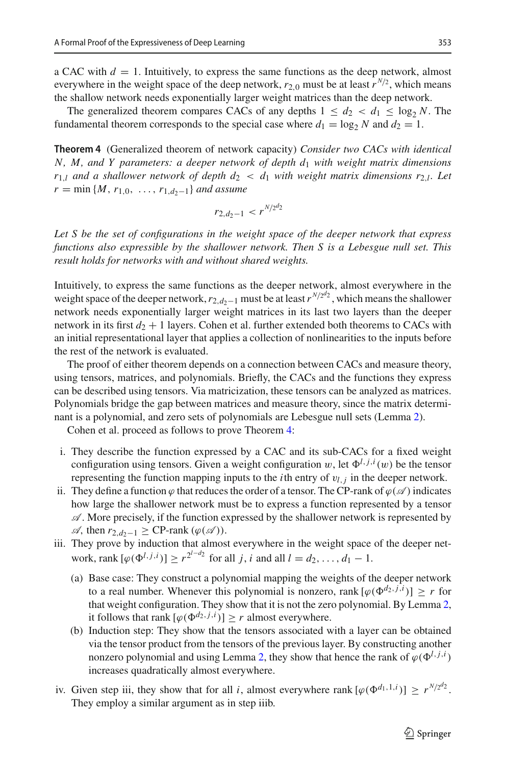a CAC with $d = 1$. Intuitively, to express the same functions as the deep network, almost everywhere in the weight space of the deep network, $r_{2,0}$ must be at least $r^{N/2}$, which means the shallow network needs exponentially larger weight matrices than the deep network.

The generalized theorem compares CACs of any depths $1 \leq d_2 < d_1 \leq \log_2 N$. The fundamental theorem corresponds to the special case where $d_1 = \log_2 N$ and $d_2 = 1$.

**Theorem 4** (Generalized theorem of network capacity) *Consider two CACs with identical $N$, $M$, and $Y$ parameters: a deeper network of depth $d_1$ with weight matrix dimensions $r_{1,l}$ and a shallower network of depth $d_2 < d_1$ with weight matrix dimensions $r_{2,l}$. Let $r = \min\{M, r_{1,0}, \ldots, r_{1,d_2-1}\}$ and assume*

$$r_{2,d_2-1} < r^{N/2^{d_2}}$$

*Let $S$ be the set of configurations in the weight space of the deeper network that express functions also expressible by the shallower network. Then $S$ is a Lebesgue null set. This result holds for networks with and without shared weights.*

Intuitively, to express the same functions as the deeper network, almost everywhere in the weight space of the deeper network, $r_{2,d_2-1}$ must be at least $r^{N/2^{d_2}}$, which means the shallower network needs exponentially larger weight matrices in its last two layers than the deeper network in its first $d_2 + 1$ layers. Cohen et al. further extended both theorems to CACs with an initial representational layer that applies a collection of nonlinearities to the inputs before the rest of the network is evaluated.

The proof of either theorem depends on a connection between CACs and measure theory, using tensors, matrices, and polynomials. Briefly, the CACs and the functions they express can be described using tensors. Via matricization, these tensors can be analyzed as matrices. Polynomials bridge the gap between matrices and measure theory, since the matrix determinant is a polynomial, and zero sets of polynomials are Lebesgue null sets (Lemma 2).

Cohen et al. proceed as follows to prove Theorem 4:

i. They describe the function expressed by a CAC and its sub-CACs for a fixed weight configuration using tensors. Given a weight configuration $w$, let $\Phi^{l,j,i}(w)$ be the tensor representing the function mapping inputs to the $i$th entry of $v_{l,j}$ in the deeper network.

ii. They define a function $\varphi$ that reduces the order of a tensor. The CP-rank of $\varphi(\mathscr{A})$ indicates how large the shallower network must be to express a function represented by a tensor $\mathscr{A}$. More precisely, if the function expressed by the shallower network is represented by $\mathscr{A}$, then $r_{2,d_2-1} \geq \text{CP-rank}\,(\varphi(\mathscr{A}))$.

iii. They prove by induction that almost everywhere in the weight space of the deeper network, $\text{rank}\,[\varphi(\Phi^{l,j,i})] \geq r^{2^{l-d_2}}$ for all $j, i$ and all $l = d_2, \ldots, d_1 - 1$.

   (a) Base case: They construct a polynomial mapping the weights of the deeper network to a real number. Whenever this polynomial is nonzero, $\text{rank}\,[\varphi(\Phi^{d_2,j,i})] \geq r$ for that weight configuration. They show that it is not the zero polynomial. By Lemma 2, it follows that $\text{rank}\,[\varphi(\Phi^{d_2,j,i})] \geq r$ almost everywhere.

   (b) Induction step: They show that the tensors associated with a layer can be obtained via the tensor product from the tensors of the previous layer. By constructing another nonzero polynomial and using Lemma 2, they show that hence the rank of $\varphi(\Phi^{l,j,i})$ increases quadratically almost everywhere.

iv. Given step iii, they show that for all $i$, almost everywhere $\text{rank}\,[\varphi(\Phi^{d_1,1,i})] \geq r^{N/2^{d_2}}$. They employ a similar argument as in step iiib.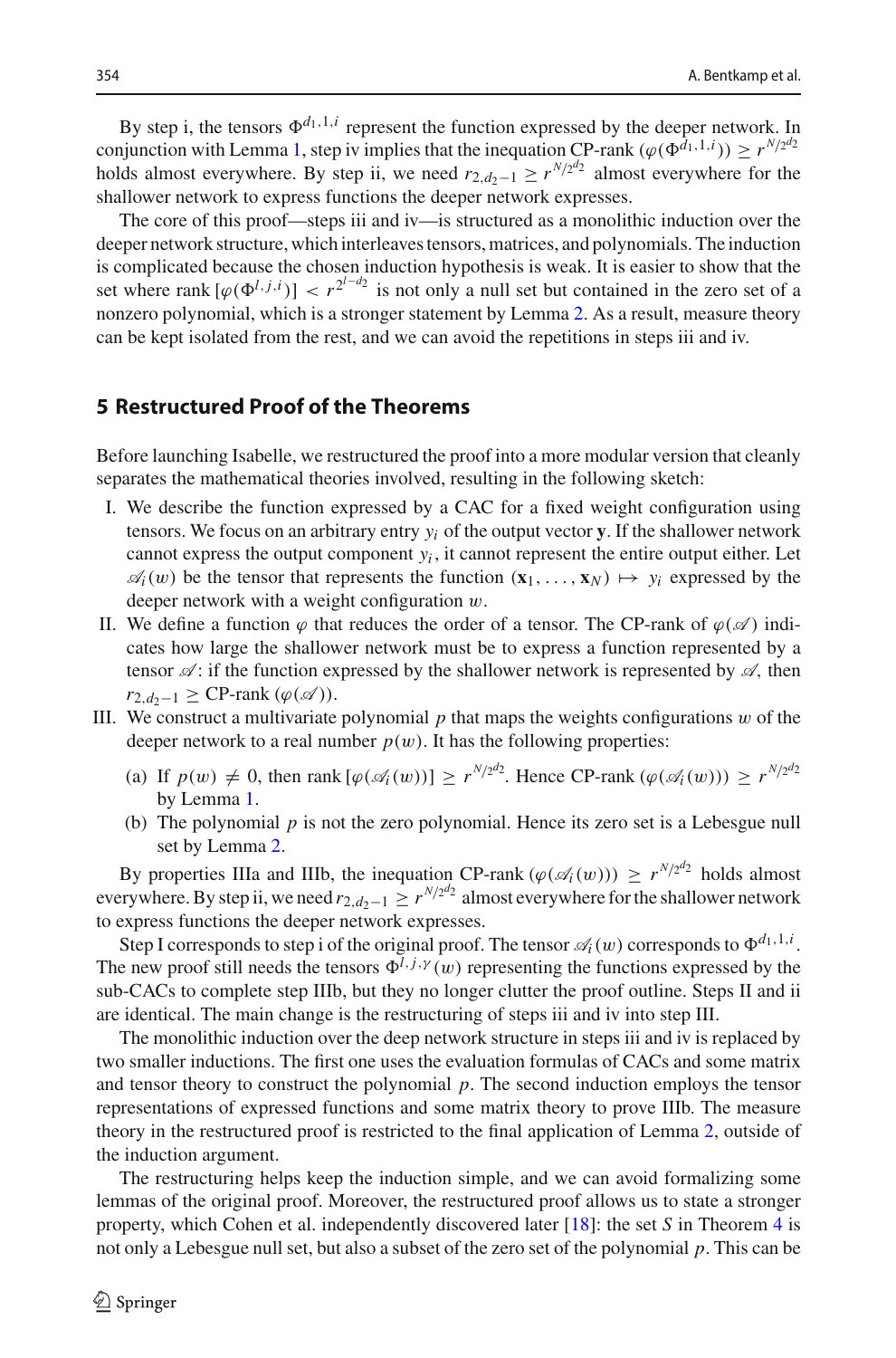By step i, the tensors $\Phi^{d_1,1,i}$ represent the function expressed by the deeper network. In conjunction with Lemma 1, step iv implies that the inequation CP-rank $(\varphi(\Phi^{d_1,1,i})) \geq r^{N/2^{d_2}}$ holds almost everywhere. By step ii, we need $r_{2,d_2-1} \geq r^{N/2^{d_2}}$ almost everywhere for the shallower network to express functions the deeper network expresses.

The core of this proof—steps iii and iv—is structured as a monolithic induction over the deeper network structure, which interleaves tensors, matrices, and polynomials. The induction is complicated because the chosen induction hypothesis is weak. It is easier to show that the set where rank $[\varphi(\Phi^{l,j,i})] < r^{2^{l-d_2}}$ is not only a null set but contained in the zero set of a nonzero polynomial, which is a stronger statement by Lemma 2. As a result, measure theory can be kept isolated from the rest, and we can avoid the repetitions in steps iii and iv.

## 5 Restructured Proof of the Theorems

Before launching Isabelle, we restructured the proof into a more modular version that cleanly separates the mathematical theories involved, resulting in the following sketch:

I. We describe the function expressed by a CAC for a fixed weight configuration using tensors. We focus on an arbitrary entry $y_i$ of the output vector $\mathbf{y}$. If the shallower network cannot express the output component $y_i$, it cannot represent the entire output either. Let $\mathscr{A}_i(w)$ be the tensor that represents the function $(\mathbf{x}_1, \ldots, \mathbf{x}_N) \mapsto y_i$ expressed by the deeper network with a weight configuration $w$.

II. We define a function $\varphi$ that reduces the order of a tensor. The CP-rank of $\varphi(\mathscr{A})$ indicates how large the shallower network must be to express a function represented by a tensor $\mathscr{A}$: if the function expressed by the shallower network is represented by $\mathscr{A}$, then $r_{2,d_2-1} \geq$ CP-rank $(\varphi(\mathscr{A}))$.

III. We construct a multivariate polynomial $p$ that maps the weights configurations $w$ of the deeper network to a real number $p(w)$. It has the following properties:

   (a) If $p(w) \neq 0$, then rank $[\varphi(\mathscr{A}_i(w))] \geq r^{N/2^{d_2}}$. Hence CP-rank $(\varphi(\mathscr{A}_i(w))) \geq r^{N/2^{d_2}}$ by Lemma 1.

   (b) The polynomial $p$ is not the zero polynomial. Hence its zero set is a Lebesgue null set by Lemma 2.

By properties IIIa and IIIb, the inequation CP-rank $(\varphi(\mathscr{A}_i(w))) \geq r^{N/2^{d_2}}$ holds almost everywhere. By step ii, we need $r_{2,d_2-1} \geq r^{N/2^{d_2}}$ almost everywhere for the shallower network to express functions the deeper network expresses.

Step I corresponds to step i of the original proof. The tensor $\mathscr{A}_i(w)$ corresponds to $\Phi^{d_1,1,i}$. The new proof still needs the tensors $\Phi^{l,j,\gamma}(w)$ representing the functions expressed by the sub-CACs to complete step IIIb, but they no longer clutter the proof outline. Steps II and ii are identical. The main change is the restructuring of steps iii and iv into step III.

The monolithic induction over the deep network structure in steps iii and iv is replaced by two smaller inductions. The first one uses the evaluation formulas of CACs and some matrix and tensor theory to construct the polynomial $p$. The second induction employs the tensor representations of expressed functions and some matrix theory to prove IIIb. The measure theory in the restructured proof is restricted to the final application of Lemma 2, outside of the induction argument.

The restructuring helps keep the induction simple, and we can avoid formalizing some lemmas of the original proof. Moreover, the restructured proof allows us to state a stronger property, which Cohen et al. independently discovered later [18]: the set $S$ in Theorem 4 is not only a Lebesgue null set, but also a subset of the zero set of the polynomial $p$. This can be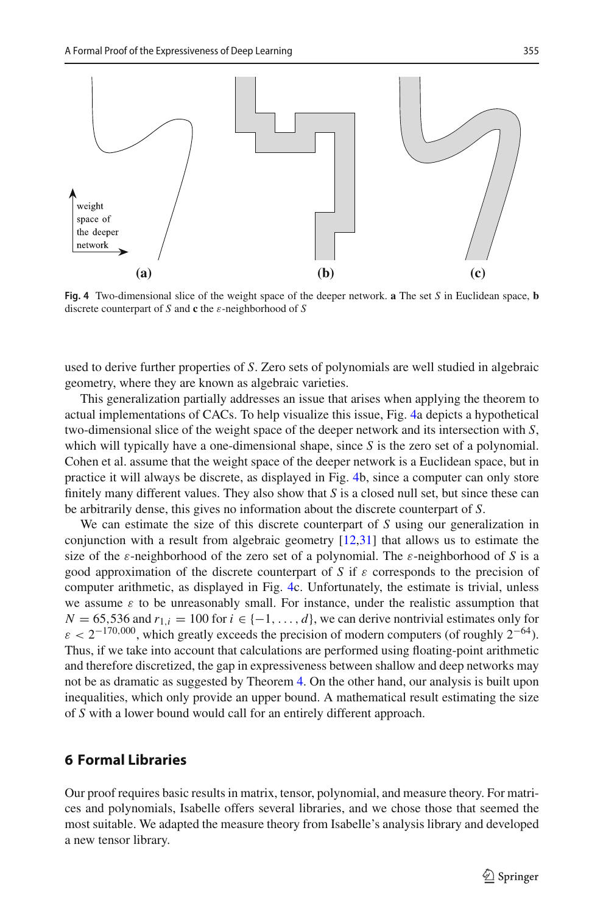**Fig. 4** Two-dimensional slice of the weight space of the deeper network. **a** The set $S$ in Euclidean space, **b** discrete counterpart of $S$ and **c** the $\varepsilon$-neighborhood of $S$

used to derive further properties of $S$. Zero sets of polynomials are well studied in algebraic geometry, where they are known as algebraic varieties.

This generalization partially addresses an issue that arises when applying the theorem to actual implementations of CACs. To help visualize this issue, Fig. 4a depicts a hypothetical two-dimensional slice of the weight space of the deeper network and its intersection with $S$, which will typically have a one-dimensional shape, since $S$ is the zero set of a polynomial. Cohen et al. assume that the weight space of the deeper network is a Euclidean space, but in practice it will always be discrete, as displayed in Fig. 4b, since a computer can only store finitely many different values. They also show that $S$ is a closed null set, but since these can be arbitrarily dense, this gives no information about the discrete counterpart of $S$.

We can estimate the size of this discrete counterpart of $S$ using our generalization in conjunction with a result from algebraic geometry [12,31] that allows us to estimate the size of the $\varepsilon$-neighborhood of the zero set of a polynomial. The $\varepsilon$-neighborhood of $S$ is a good approximation of the discrete counterpart of $S$ if $\varepsilon$ corresponds to the precision of computer arithmetic, as displayed in Fig. 4c. Unfortunately, the estimate is trivial, unless we assume $\varepsilon$ to be unreasonably small. For instance, under the realistic assumption that $N = 65{,}536$ and $r_{1,i} = 100$ for $i \in \{-1, \ldots, d\}$, we can derive nontrivial estimates only for $\varepsilon < 2^{-170{,}000}$, which greatly exceeds the precision of modern computers (of roughly $2^{-64}$). Thus, if we take into account that calculations are performed using floating-point arithmetic and therefore discretized, the gap in expressiveness between shallow and deep networks may not be as dramatic as suggested by Theorem 4. On the other hand, our analysis is built upon inequalities, which only provide an upper bound. A mathematical result estimating the size of $S$ with a lower bound would call for an entirely different approach.

## 6 Formal Libraries

Our proof requires basic results in matrix, tensor, polynomial, and measure theory. For matrices and polynomials, Isabelle offers several libraries, and we chose those that seemed the most suitable. We adapted the measure theory from Isabelle's analysis library and developed a new tensor library.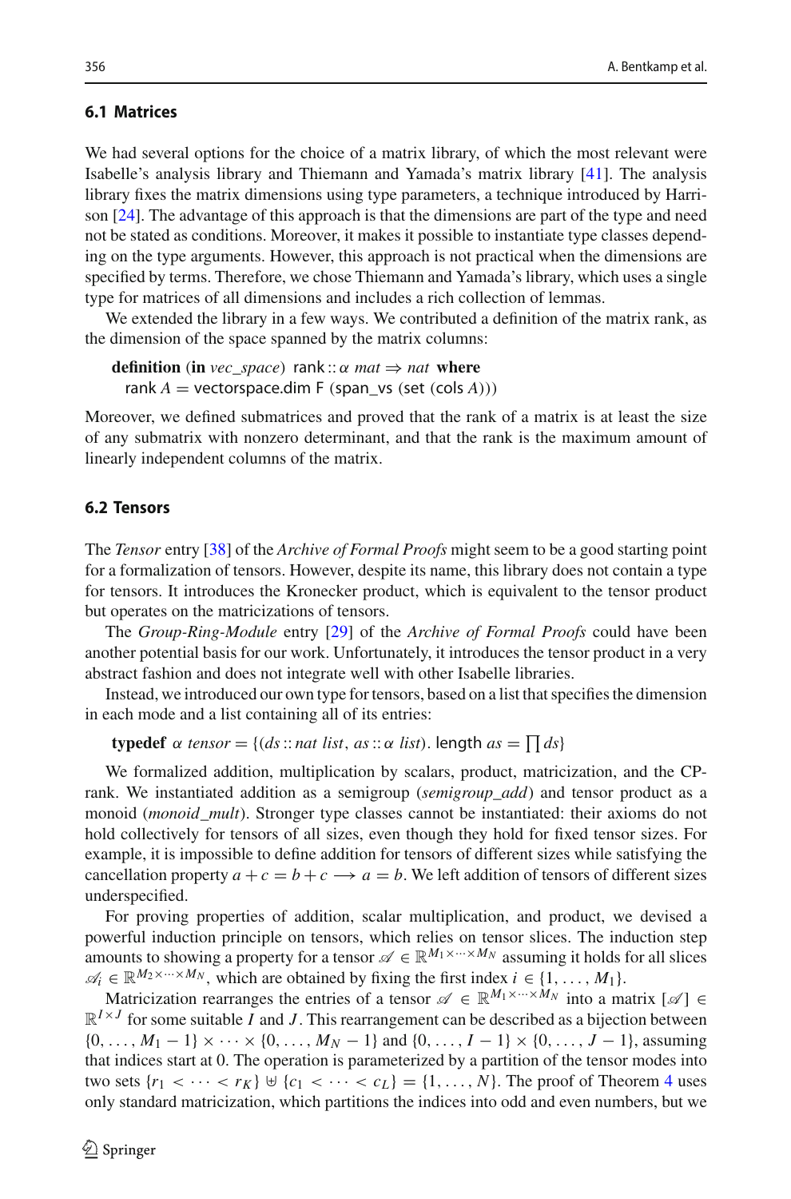### 6.1 Matrices

We had several options for the choice of a matrix library, of which the most relevant were Isabelle's analysis library and Thiemann and Yamada's matrix library [41]. The analysis library fixes the matrix dimensions using type parameters, a technique introduced by Harrison [24]. The advantage of this approach is that the dimensions are part of the type and need not be stated as conditions. Moreover, it makes it possible to instantiate type classes depending on the type arguments. However, this approach is not practical when the dimensions are specified by terms. Therefore, we chose Thiemann and Yamada's library, which uses a single type for matrices of all dimensions and includes a rich collection of lemmas.

We extended the library in a few ways. We contributed a definition of the matrix rank, as the dimension of the space spanned by the matrix columns:

**definition** (**in** *vec_space*) rank :: $\alpha$ *mat* $\Rightarrow$ *nat* **where**
  rank $A$ = vectorspace.dim F (span_vs (set (cols $A$)))

Moreover, we defined submatrices and proved that the rank of a matrix is at least the size of any submatrix with nonzero determinant, and that the rank is the maximum amount of linearly independent columns of the matrix.

### 6.2 Tensors

The *Tensor* entry [38] of the *Archive of Formal Proofs* might seem to be a good starting point for a formalization of tensors. However, despite its name, this library does not contain a type for tensors. It introduces the Kronecker product, which is equivalent to the tensor product but operates on the matricizations of tensors.

The *Group-Ring-Module* entry [29] of the *Archive of Formal Proofs* could have been another potential basis for our work. Unfortunately, it introduces the tensor product in a very abstract fashion and does not integrate well with other Isabelle libraries.

Instead, we introduced our own type for tensors, based on a list that specifies the dimension in each mode and a list containing all of its entries:

**typedef** $\alpha$ *tensor* = $\{(ds :: nat\ list,\ as :: \alpha\ list).\ \text{length}\ as = \prod ds\}$

We formalized addition, multiplication by scalars, product, matricization, and the CP-rank. We instantiated addition as a semigroup (*semigroup_add*) and tensor product as a monoid (*monoid_mult*). Stronger type classes cannot be instantiated: their axioms do not hold collectively for tensors of all sizes, even though they hold for fixed tensor sizes. For example, it is impossible to define addition for tensors of different sizes while satisfying the cancellation property $a + c = b + c \longrightarrow a = b$. We left addition of tensors of different sizes underspecified.

For proving properties of addition, scalar multiplication, and product, we devised a powerful induction principle on tensors, which relies on tensor slices. The induction step amounts to showing a property for a tensor $\mathscr{A} \in \mathbb{R}^{M_1 \times \cdots \times M_N}$ assuming it holds for all slices $\mathscr{A}_i \in \mathbb{R}^{M_2 \times \cdots \times M_N}$, which are obtained by fixing the first index $i \in \{1, \ldots, M_1\}$.

Matricization rearranges the entries of a tensor $\mathscr{A} \in \mathbb{R}^{M_1 \times \cdots \times M_N}$ into a matrix $[\mathscr{A}] \in \mathbb{R}^{I \times J}$ for some suitable $I$ and $J$. This rearrangement can be described as a bijection between $\{0, \ldots, M_1 - 1\} \times \cdots \times \{0, \ldots, M_N - 1\}$ and $\{0, \ldots, I - 1\} \times \{0, \ldots, J - 1\}$, assuming that indices start at 0. The operation is parameterized by a partition of the tensor modes into two sets $\{r_1 < \cdots < r_K\} \uplus \{c_1 < \cdots < c_L\} = \{1, \ldots, N\}$. The proof of Theorem 4 uses only standard matricization, which partitions the indices into odd and even numbers, but we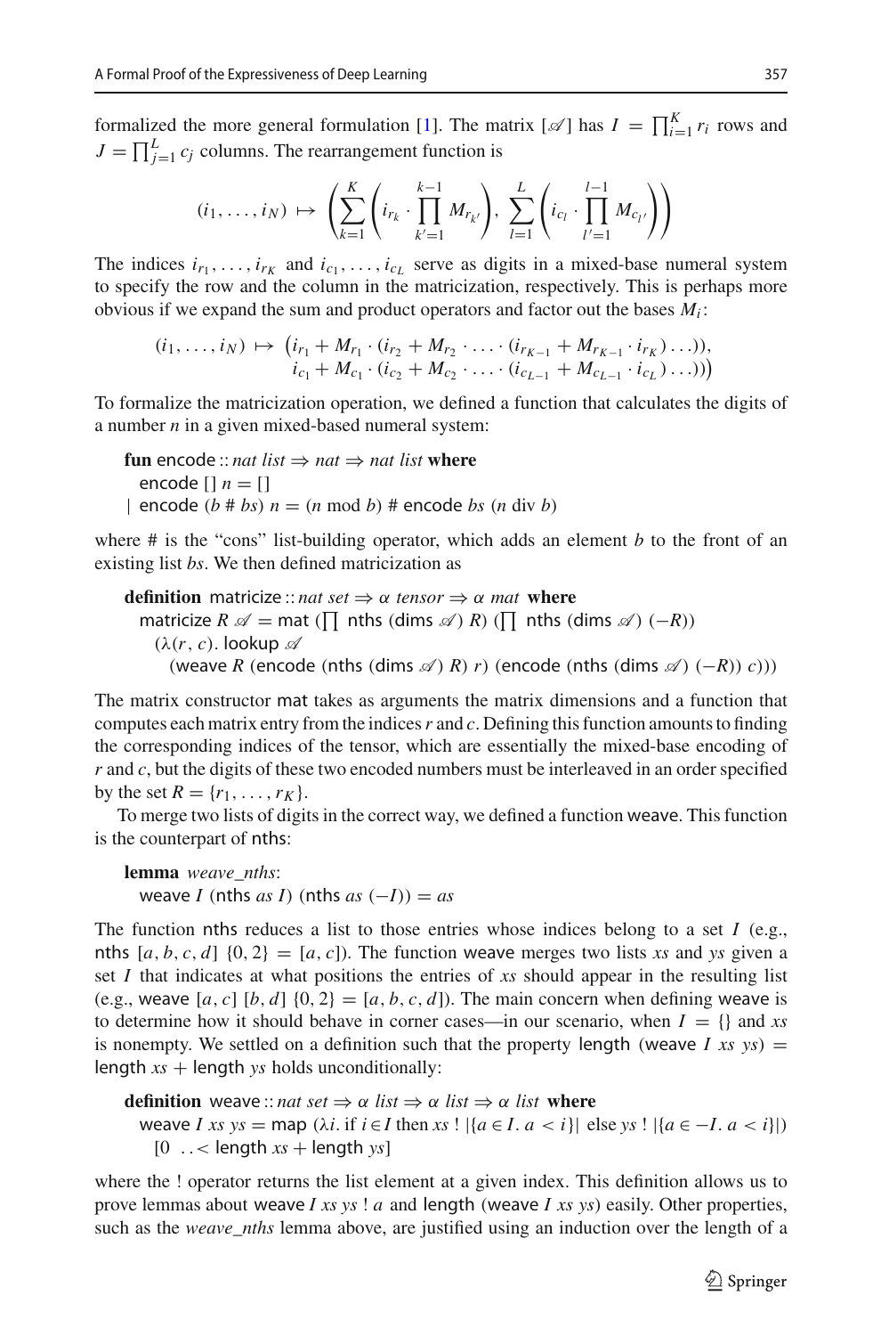formalized the more general formulation [1]. The matrix $[\mathscr{A}]$ has $I = \prod_{i=1}^{K} r_i$ rows and $J = \prod_{j=1}^{L} c_j$ columns. The rearrangement function is

$$(i_1, \ldots, i_N) \mapsto \left( \sum_{k=1}^{K} \left( i_{r_k} \cdot \prod_{k'=1}^{k-1} M_{r_{k'}} \right), \sum_{l=1}^{L} \left( i_{c_l} \cdot \prod_{l'=1}^{l-1} M_{c_{l'}} \right) \right)$$

The indices $i_{r_1}, \ldots, i_{r_K}$ and $i_{c_1}, \ldots, i_{c_L}$ serve as digits in a mixed-base numeral system to specify the row and the column in the matricization, respectively. This is perhaps more obvious if we expand the sum and product operators and factor out the bases $M_i$:

$$\begin{aligned}(i_1, \ldots, i_N) \mapsto \big( & i_{r_1} + M_{r_1} \cdot (i_{r_2} + M_{r_2} \cdot \ldots \cdot (i_{r_{K-1}} + M_{r_{K-1}} \cdot i_{r_K}) \ldots)), \\ & i_{c_1} + M_{c_1} \cdot (i_{c_2} + M_{c_2} \cdot \ldots \cdot (i_{c_{L-1}} + M_{c_{L-1}} \cdot i_{c_L}) \ldots)) \big)\end{aligned}$$

To formalize the matricization operation, we defined a function that calculates the digits of a number $n$ in a given mixed-based numeral system:

```
fun encode :: nat list ⇒ nat ⇒ nat list where
  encode [] n = []
| encode (b # bs) n = (n mod b) # encode bs (n div b)
```

where # is the "cons" list-building operator, which adds an element $b$ to the front of an existing list $bs$. We then defined matricization as

```
definition matricize :: nat set ⇒ α tensor ⇒ α mat where
  matricize R 𝒜 = mat (∏ nths (dims 𝒜) R) (∏ nths (dims 𝒜) (−R))
    (λ(r, c). lookup 𝒜
      (weave R (encode (nths (dims 𝒜) R) r) (encode (nths (dims 𝒜) (−R)) c)))
```

The matrix constructor mat takes as arguments the matrix dimensions and a function that computes each matrix entry from the indices $r$ and $c$. Defining this function amounts to finding the corresponding indices of the tensor, which are essentially the mixed-base encoding of $r$ and $c$, but the digits of these two encoded numbers must be interleaved in an order specified by the set $R = \{r_1, \ldots, r_K\}$.

To merge two lists of digits in the correct way, we defined a function weave. This function is the counterpart of nths:

```
lemma weave_nths:
  weave I (nths as I) (nths as (−I)) = as
```

The function nths reduces a list to those entries whose indices belong to a set $I$ (e.g., nths $[a, b, c, d]$ $\{0, 2\} = [a, c]$). The function weave merges two lists $xs$ and $ys$ given a set $I$ that indicates at what positions the entries of $xs$ should appear in the resulting list (e.g., weave $[a, c]$ $[b, d]$ $\{0, 2\} = [a, b, c, d]$). The main concern when defining weave is to determine how it should behave in corner cases—in our scenario, when $I = \{\}$ and $xs$ is nonempty. We settled on a definition such that the property length (weave $I$ $xs$ $ys$) $=$ length $xs$ + length $ys$ holds unconditionally:

```
definition weave :: nat set ⇒ α list ⇒ α list ⇒ α list where
  weave I xs ys = map (λi. if i ∈ I then xs ! |{a ∈ I. a < i}| else ys ! |{a ∈ −I. a < i}|)
    [0 ..< length xs + length ys]
```

where the ! operator returns the list element at a given index. This definition allows us to prove lemmas about weave $I$ $xs$ $ys$ ! $a$ and length (weave $I$ $xs$ $ys$) easily. Other properties, such as the *weave_nths* lemma above, are justified using an induction over the length of a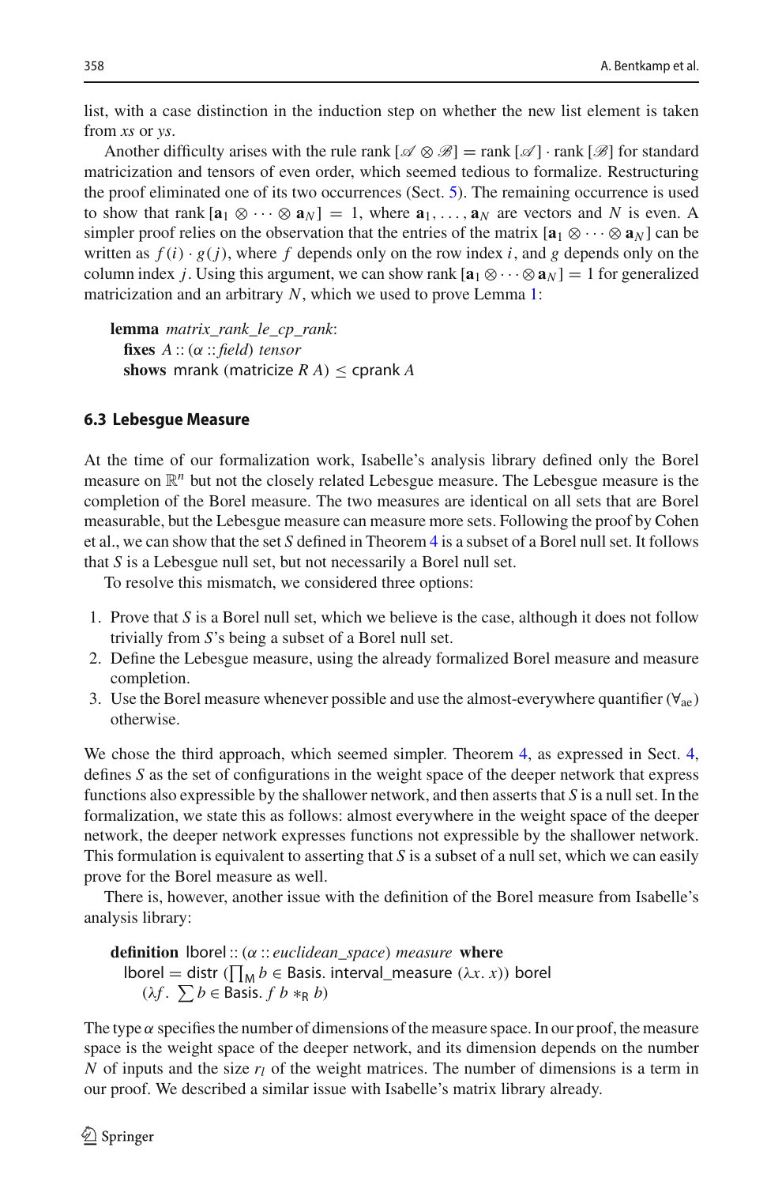list, with a case distinction in the induction step on whether the new list element is taken from *xs* or *ys*.

Another difficulty arises with the rule rank $[\mathscr{A} \otimes \mathscr{B}] = \text{rank}\,[\mathscr{A}] \cdot \text{rank}\,[\mathscr{B}]$ for standard matricization and tensors of even order, which seemed tedious to formalize. Restructuring the proof eliminated one of its two occurrences (Sect. 5). The remaining occurrence is used to show that rank $[\mathbf{a}_1 \otimes \cdots \otimes \mathbf{a}_N] = 1$, where $\mathbf{a}_1, \ldots, \mathbf{a}_N$ are vectors and $N$ is even. A simpler proof relies on the observation that the entries of the matrix $[\mathbf{a}_1 \otimes \cdots \otimes \mathbf{a}_N]$ can be written as $f(i) \cdot g(j)$, where $f$ depends only on the row index $i$, and $g$ depends only on the column index $j$. Using this argument, we can show rank $[\mathbf{a}_1 \otimes \cdots \otimes \mathbf{a}_N] = 1$ for generalized matricization and an arbitrary $N$, which we used to prove Lemma 1:

```
lemma matrix_rank_le_cp_rank:
  fixes A :: (α :: field) tensor
  shows mrank (matricize R A) ≤ cprank A
```

### 6.3 Lebesgue Measure

At the time of our formalization work, Isabelle's analysis library defined only the Borel measure on $\mathbb{R}^n$ but not the closely related Lebesgue measure. The Lebesgue measure is the completion of the Borel measure. The two measures are identical on all sets that are Borel measurable, but the Lebesgue measure can measure more sets. Following the proof by Cohen et al., we can show that the set $S$ defined in Theorem 4 is a subset of a Borel null set. It follows that $S$ is a Lebesgue null set, but not necessarily a Borel null set.

To resolve this mismatch, we considered three options:

1. Prove that $S$ is a Borel null set, which we believe is the case, although it does not follow trivially from $S$'s being a subset of a Borel null set.
2. Define the Lebesgue measure, using the already formalized Borel measure and measure completion.
3. Use the Borel measure whenever possible and use the almost-everywhere quantifier ($\forall_{\text{ae}}$) otherwise.

We chose the third approach, which seemed simpler. Theorem 4, as expressed in Sect. 4, defines $S$ as the set of configurations in the weight space of the deeper network that express functions also expressible by the shallower network, and then asserts that $S$ is a null set. In the formalization, we state this as follows: almost everywhere in the weight space of the deeper network, the deeper network expresses functions not expressible by the shallower network. This formulation is equivalent to asserting that $S$ is a subset of a null set, which we can easily prove for the Borel measure as well.

There is, however, another issue with the definition of the Borel measure from Isabelle's analysis library:

```
definition lborel :: (α :: euclidean_space) measure where
  lborel = distr (∏_M b ∈ Basis. interval_measure (λx. x)) borel
    (λf. ∑b ∈ Basis. f b *_R b)
```

The type $\alpha$ specifies the number of dimensions of the measure space. In our proof, the measure space is the weight space of the deeper network, and its dimension depends on the number $N$ of inputs and the size $r_l$ of the weight matrices. The number of dimensions is a term in our proof. We described a similar issue with Isabelle's matrix library already.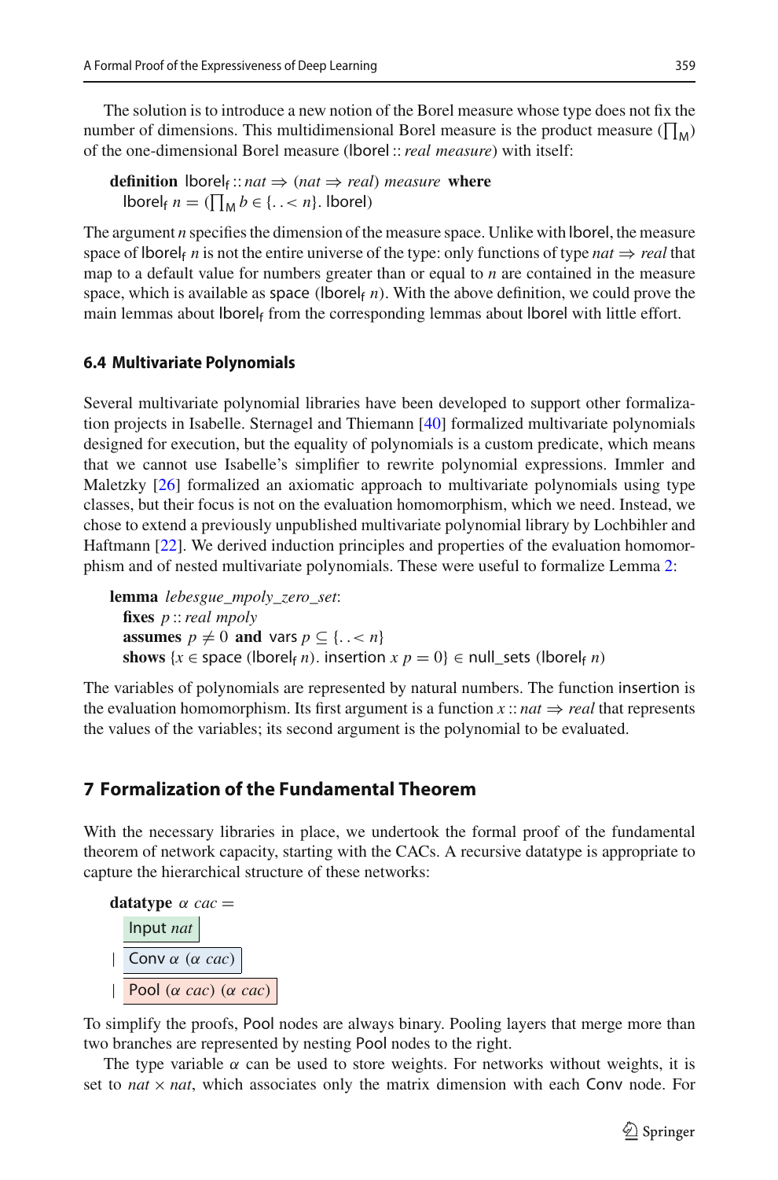The solution is to introduce a new notion of the Borel measure whose type does not fix the number of dimensions. This multidimensional Borel measure is the product measure ($\prod_{\mathsf{M}}$) of the one-dimensional Borel measure (lborel :: *real measure*) with itself:

**definition** $\mathsf{lborel_f} :: nat \Rightarrow (nat \Rightarrow real)\ measure$ **where**
  $\mathsf{lborel_f}\ n = (\prod_{\mathsf{M}} b \in \{..< n\}.\ \mathsf{lborel})$

The argument $n$ specifies the dimension of the measure space. Unlike with lborel, the measure space of $\mathsf{lborel_f}\ n$ is not the entire universe of the type: only functions of type $nat \Rightarrow real$ that map to a default value for numbers greater than or equal to $n$ are contained in the measure space, which is available as space ($\mathsf{lborel_f}\ n$). With the above definition, we could prove the main lemmas about $\mathsf{lborel_f}$ from the corresponding lemmas about lborel with little effort.

### 6.4 Multivariate Polynomials

Several multivariate polynomial libraries have been developed to support other formalization projects in Isabelle. Sternagel and Thiemann [40] formalized multivariate polynomials designed for execution, but the equality of polynomials is a custom predicate, which means that we cannot use Isabelle's simplifier to rewrite polynomial expressions. Immler and Maletzky [26] formalized an axiomatic approach to multivariate polynomials using type classes, but their focus is not on the evaluation homomorphism, which we need. Instead, we chose to extend a previously unpublished multivariate polynomial library by Lochbihler and Haftmann [22]. We derived induction principles and properties of the evaluation homomorphism and of nested multivariate polynomials. These were useful to formalize Lemma 2:

**lemma** *lebesgue_mpoly_zero_set*:
  **fixes** $p :: real\ mpoly$
  **assumes** $p \neq 0$ **and** $\mathsf{vars}\ p \subseteq \{..< n\}$
  **shows** $\{x \in \mathsf{space}\ (\mathsf{lborel_f}\ n).\ \mathsf{insertion}\ x\ p = 0\} \in \mathsf{null\_sets}\ (\mathsf{lborel_f}\ n)$

The variables of polynomials are represented by natural numbers. The function insertion is the evaluation homomorphism. Its first argument is a function $x :: nat \Rightarrow real$ that represents the values of the variables; its second argument is the polynomial to be evaluated.

## 7 Formalization of the Fundamental Theorem

With the necessary libraries in place, we undertook the formal proof of the fundamental theorem of network capacity, starting with the CACs. A recursive datatype is appropriate to capture the hierarchical structure of these networks:

**datatype** $\alpha\ cac$ =
  Input *nat*
  | Conv $\alpha$ ($\alpha$ *cac*)
  | Pool ($\alpha$ *cac*) ($\alpha$ *cac*)

To simplify the proofs, Pool nodes are always binary. Pooling layers that merge more than two branches are represented by nesting Pool nodes to the right.

The type variable $\alpha$ can be used to store weights. For networks without weights, it is set to $nat \times nat$, which associates only the matrix dimension with each Conv node. For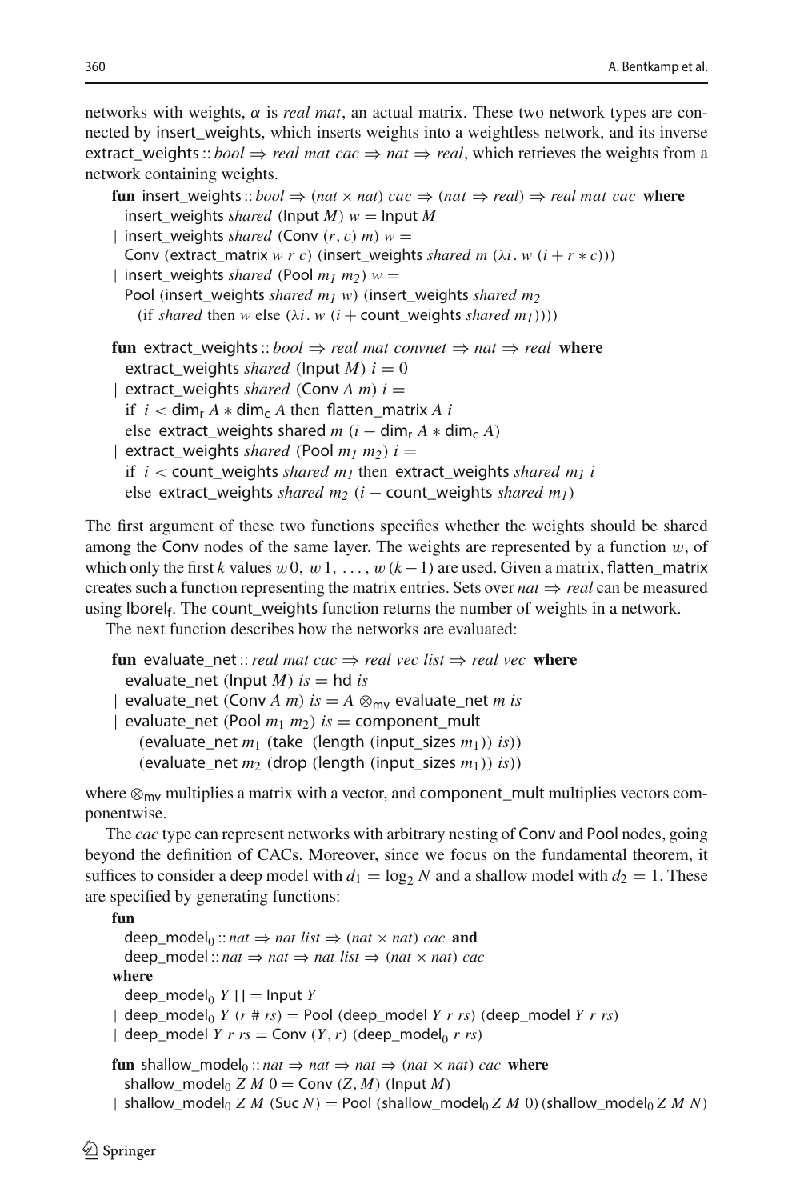networks with weights, $\alpha$ is *real mat*, an actual matrix. These two network types are connected by insert_weights, which inserts weights into a weightless network, and its inverse extract_weights :: *bool* ⇒ *real mat cac* ⇒ *nat* ⇒ *real*, which retrieves the weights from a network containing weights.

```
fun insert_weights :: bool ⇒ (nat × nat) cac ⇒ (nat ⇒ real) ⇒ real mat cac where
  insert_weights shared (Input M) w = Input M
| insert_weights shared (Conv (r, c) m) w =
  Conv (extract_matrix w r c) (insert_weights shared m (λi. w (i + r ∗ c)))
| insert_weights shared (Pool m1 m2) w =
  Pool (insert_weights shared m1 w) (insert_weights shared m2
    (if shared then w else (λi. w (i + count_weights shared m1))))

fun extract_weights :: bool ⇒ real mat convnet ⇒ nat ⇒ real where
  extract_weights shared (Input M) i = 0
| extract_weights shared (Conv A m) i =
  if i < dim_r A ∗ dim_c A then flatten_matrix A i
  else extract_weights shared m (i − dim_r A ∗ dim_c A)
| extract_weights shared (Pool m1 m2) i =
  if i < count_weights shared m1 then extract_weights shared m1 i
  else extract_weights shared m2 (i − count_weights shared m1)
```

The first argument of these two functions specifies whether the weights should be shared among the Conv nodes of the same layer. The weights are represented by a function $w$, of which only the first $k$ values $w\,0,\ w\,1,\ \ldots,\ w\,(k-1)$ are used. Given a matrix, flatten_matrix creates such a function representing the matrix entries. Sets over *nat* ⇒ *real* can be measured using $\mathsf{lborel_f}$. The count_weights function returns the number of weights in a network.

The next function describes how the networks are evaluated:

```
fun evaluate_net :: real mat cac ⇒ real vec list ⇒ real vec where
  evaluate_net (Input M) is = hd is
| evaluate_net (Conv A m) is = A ⊗_mv evaluate_net m is
| evaluate_net (Pool m1 m2) is = component_mult
    (evaluate_net m1 (take (length (input_sizes m1)) is))
    (evaluate_net m2 (drop (length (input_sizes m1)) is))
```

where $\otimes_{\mathsf{mv}}$ multiplies a matrix with a vector, and component_mult multiplies vectors componentwise.

The *cac* type can represent networks with arbitrary nesting of Conv and Pool nodes, going beyond the definition of CACs. Moreover, since we focus on the fundamental theorem, it suffices to consider a deep model with $d_1 = \log_2 N$ and a shallow model with $d_2 = 1$. These are specified by generating functions:

```
fun
  deep_model0 :: nat ⇒ nat list ⇒ (nat × nat) cac and
  deep_model :: nat ⇒ nat ⇒ nat list ⇒ (nat × nat) cac
where
  deep_model0 Y [] = Input Y
| deep_model0 Y (r # rs) = Pool (deep_model Y r rs) (deep_model Y r rs)
| deep_model Y r rs = Conv (Y, r) (deep_model0 r rs)

fun shallow_model0 :: nat ⇒ nat ⇒ nat ⇒ (nat × nat) cac where
  shallow_model0 Z M 0 = Conv (Z, M) (Input M)
| shallow_model0 Z M (Suc N) = Pool (shallow_model0 Z M 0) (shallow_model0 Z M N)
```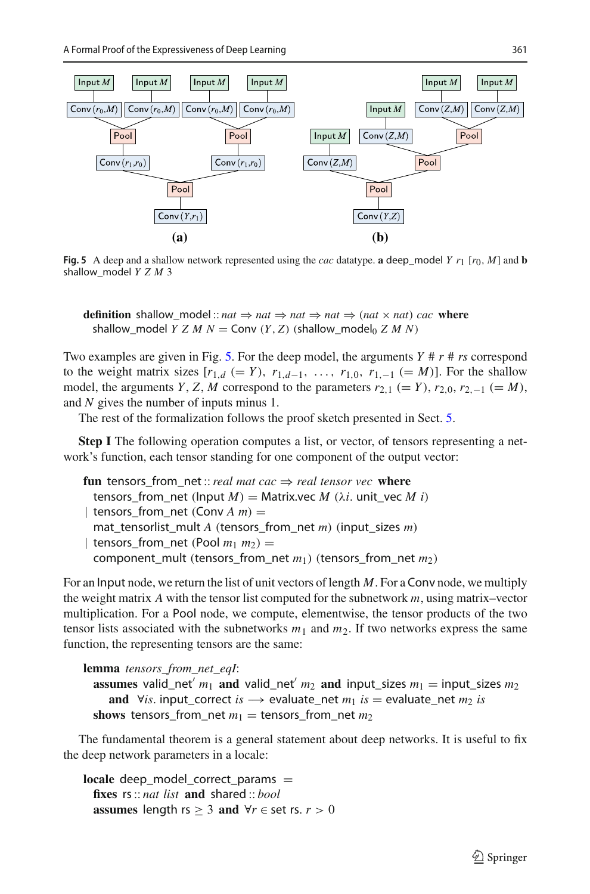**Fig. 5** A deep and a shallow network represented using the *cac* datatype. **a** deep_model $Y$ $r_1$ $[r_0, M]$ and **b** shallow_model $Y$ $Z$ $M$ 3

```
definition shallow_model :: nat ⇒ nat ⇒ nat ⇒ nat ⇒ (nat × nat) cac where
  shallow_model Y Z M N = Conv (Y, Z) (shallow_model0 Z M N)
```

Two examples are given in Fig. 5. For the deep model, the arguments $Y$ # $r$ # $rs$ correspond to the weight matrix sizes $[r_{1,d}\ (= Y),\ r_{1,d-1},\ \ldots,\ r_{1,0},\ r_{1,-1}\ (= M)]$. For the shallow model, the arguments $Y$, $Z$, $M$ correspond to the parameters $r_{2,1}$ $(= Y)$, $r_{2,0}$, $r_{2,-1}$ $(= M)$, and $N$ gives the number of inputs minus 1.

The rest of the formalization follows the proof sketch presented in Sect. 5.

**Step I** The following operation computes a list, or vector, of tensors representing a network's function, each tensor standing for one component of the output vector:

```
fun tensors_from_net :: real mat cac ⇒ real tensor vec where
  tensors_from_net (Input M) = Matrix.vec M (λi. unit_vec M i)
| tensors_from_net (Conv A m) =
  mat_tensorlist_mult A (tensors_from_net m) (input_sizes m)
| tensors_from_net (Pool m1 m2) =
  component_mult (tensors_from_net m1) (tensors_from_net m2)
```

For an Input node, we return the list of unit vectors of length $M$. For a Conv node, we multiply the weight matrix $A$ with the tensor list computed for the subnetwork $m$, using matrix–vector multiplication. For a Pool node, we compute, elementwise, the tensor products of the two tensor lists associated with the subnetworks $m_1$ and $m_2$. If two networks express the same function, the representing tensors are the same:

```
lemma tensors_from_net_eqI:
  assumes valid_net' m1 and valid_net' m2 and input_sizes m1 = input_sizes m2
    and ∀is. input_correct is ⟶ evaluate_net m1 is = evaluate_net m2 is
  shows tensors_from_net m1 = tensors_from_net m2
```

The fundamental theorem is a general statement about deep networks. It is useful to fix the deep network parameters in a locale:

```
locale deep_model_correct_params =
  fixes rs :: nat list and shared :: bool
  assumes length rs ≥ 3 and ∀r ∈ set rs. r > 0
```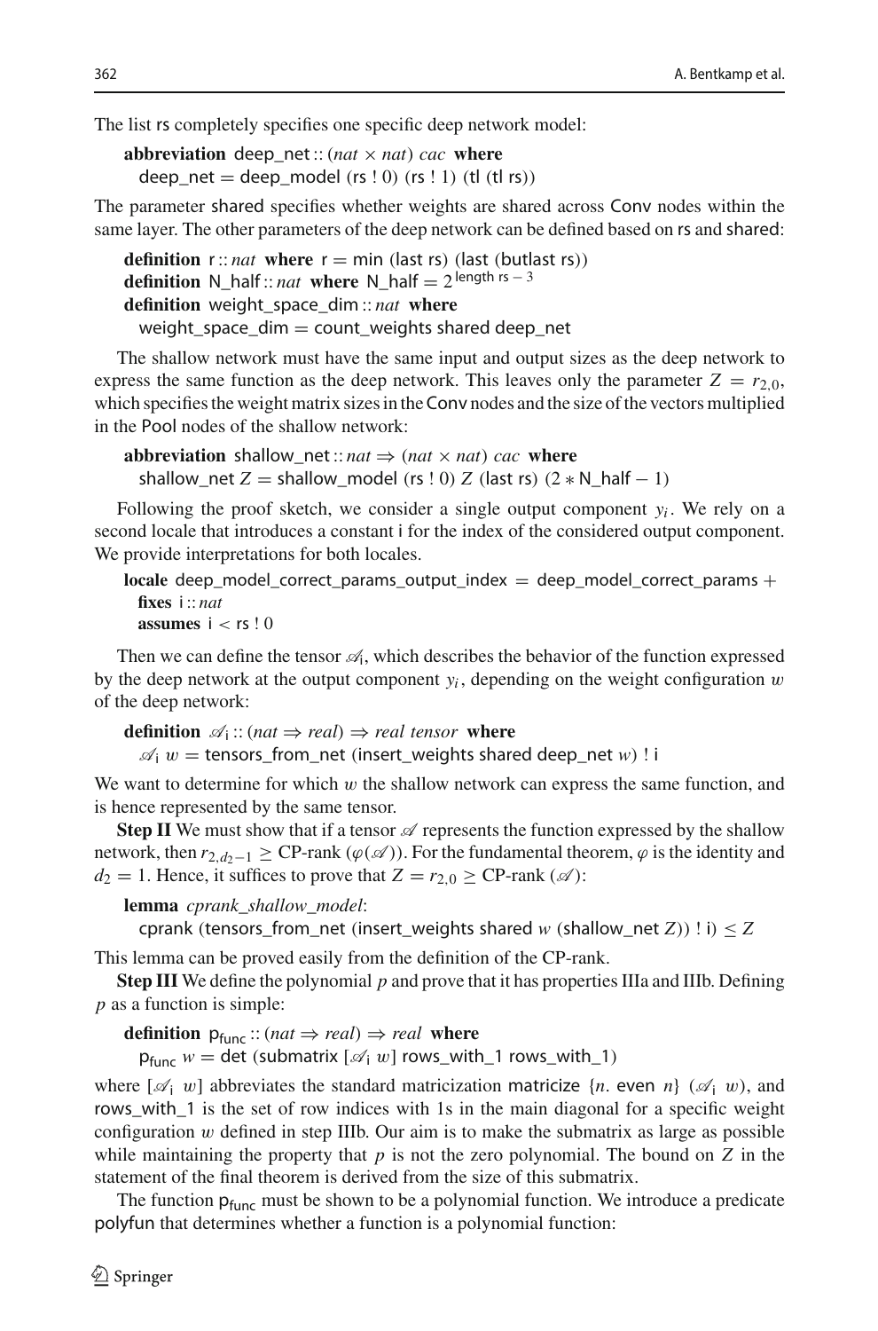The list rs completely specifies one specific deep network model:

```
abbreviation deep_net :: (nat × nat) cac where
  deep_net = deep_model (rs ! 0) (rs ! 1) (tl (tl rs))
```

The parameter shared specifies whether weights are shared across Conv nodes within the same layer. The other parameters of the deep network can be defined based on rs and shared:

```
definition r :: nat where r = min (last rs) (last (butlast rs))
definition N_half :: nat where N_half = 2^(length rs − 3)
definition weight_space_dim :: nat where
  weight_space_dim = count_weights shared deep_net
```

The shallow network must have the same input and output sizes as the deep network to express the same function as the deep network. This leaves only the parameter $Z = r_{2,0}$, which specifies the weight matrix sizes in the Conv nodes and the size of the vectors multiplied in the Pool nodes of the shallow network:

```
abbreviation shallow_net :: nat ⇒ (nat × nat) cac where
  shallow_net Z = shallow_model (rs ! 0) Z (last rs) (2 ∗ N_half − 1)
```

Following the proof sketch, we consider a single output component $y_i$. We rely on a second locale that introduces a constant i for the index of the considered output component. We provide interpretations for both locales.

```
locale deep_model_correct_params_output_index = deep_model_correct_params +
  fixes i :: nat
  assumes i < rs ! 0
```

Then we can define the tensor $\mathscr{A}_\mathsf{i}$, which describes the behavior of the function expressed by the deep network at the output component $y_i$, depending on the weight configuration $w$ of the deep network:

```
definition 𝒜ᵢ :: (nat ⇒ real) ⇒ real tensor where
  𝒜ᵢ w = tensors_from_net (insert_weights shared deep_net w) ! i
```

We want to determine for which $w$ the shallow network can express the same function, and is hence represented by the same tensor.

**Step II** We must show that if a tensor $\mathscr{A}$ represents the function expressed by the shallow network, then $r_{2,d_2-1} \geq$ CP-rank $(\varphi(\mathscr{A}))$. For the fundamental theorem, $\varphi$ is the identity and $d_2 = 1$. Hence, it suffices to prove that $Z = r_{2,0} \geq$ CP-rank $(\mathscr{A})$:

```
lemma cprank_shallow_model:
  cprank (tensors_from_net (insert_weights shared w (shallow_net Z)) ! i) ≤ Z
```

This lemma can be proved easily from the definition of the CP-rank.

**Step III** We define the polynomial $p$ and prove that it has properties IIIa and IIIb. Defining $p$ as a function is simple:

```
definition p_func :: (nat ⇒ real) ⇒ real where
  p_func w = det (submatrix [𝒜ᵢ w] rows_with_1 rows_with_1)
```

where $[\mathscr{A}_\mathsf{i}\ w]$ abbreviates the standard matricization matricize $\{n.$ even $n\}$ $(\mathscr{A}_\mathsf{i}\ w)$, and rows_with_1 is the set of row indices with 1s in the main diagonal for a specific weight configuration $w$ defined in step IIIb. Our aim is to make the submatrix as large as possible while maintaining the property that $p$ is not the zero polynomial. The bound on $Z$ in the statement of the final theorem is derived from the size of this submatrix.

The function $\mathsf{p_{func}}$ must be shown to be a polynomial function. We introduce a predicate polyfun that determines whether a function is a polynomial function: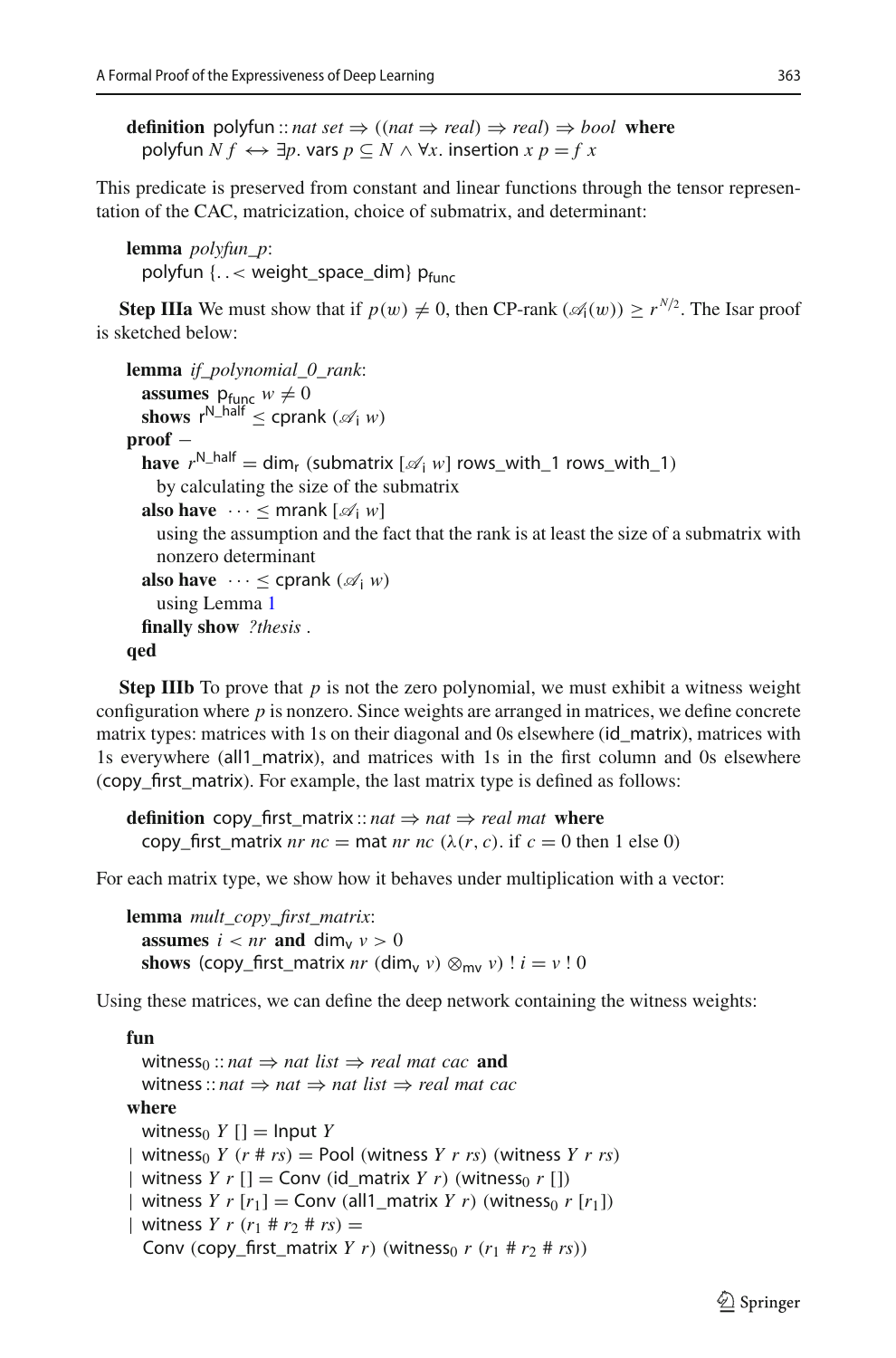```
definition polyfun :: nat set ⇒ ((nat ⇒ real) ⇒ real) ⇒ bool where
  polyfun N f ⟷ ∃p. vars p ⊆ N ∧ ∀x. insertion x p = f x
```

This predicate is preserved from constant and linear functions through the tensor representation of the CAC, matricization, choice of submatrix, and determinant:

```
lemma polyfun_p:
  polyfun {..< weight_space_dim} p_func
```

**Step IIIa** We must show that if $p(w) \neq 0$, then CP-rank $(\mathscr{A}_i(w)) \geq r^{N/2}$. The Isar proof is sketched below:

```
lemma if_polynomial_0_rank:
  assumes p_func w ≠ 0
  shows r^N_half ≤ cprank (𝒜_i w)
proof −
  have r^N_half = dim_r (submatrix [𝒜_i w] rows_with_1 rows_with_1)
    by calculating the size of the submatrix
  also have ··· ≤ mrank [𝒜_i w]
    using the assumption and the fact that the rank is at least the size of a submatrix with
    nonzero determinant
  also have ··· ≤ cprank (𝒜_i w)
    using Lemma 1
  finally show ?thesis .
qed
```

**Step IIIb** To prove that $p$ is not the zero polynomial, we must exhibit a witness weight configuration where $p$ is nonzero. Since weights are arranged in matrices, we define concrete matrix types: matrices with 1s on their diagonal and 0s elsewhere (id_matrix), matrices with 1s everywhere (all1_matrix), and matrices with 1s in the first column and 0s elsewhere (copy_first_matrix). For example, the last matrix type is defined as follows:

```
definition copy_first_matrix :: nat ⇒ nat ⇒ real mat where
  copy_first_matrix nr nc = mat nr nc (λ(r, c). if c = 0 then 1 else 0)
```

For each matrix type, we show how it behaves under multiplication with a vector:

```
lemma mult_copy_first_matrix:
  assumes i < nr and dim_v v > 0
  shows (copy_first_matrix nr (dim_v v) ⊗_mv v) ! i = v ! 0
```

Using these matrices, we can define the deep network containing the witness weights:

```
fun
  witness_0 :: nat ⇒ nat list ⇒ real mat cac and
  witness :: nat ⇒ nat ⇒ nat list ⇒ real mat cac
where
  witness_0 Y [] = Input Y
| witness_0 Y (r # rs) = Pool (witness Y r rs) (witness Y r rs)
| witness Y r [] = Conv (id_matrix Y r) (witness_0 r [])
| witness Y r [r_1] = Conv (all1_matrix Y r) (witness_0 r [r_1])
| witness Y r (r_1 # r_2 # rs) =
  Conv (copy_first_matrix Y r) (witness_0 r (r_1 # r_2 # rs))
```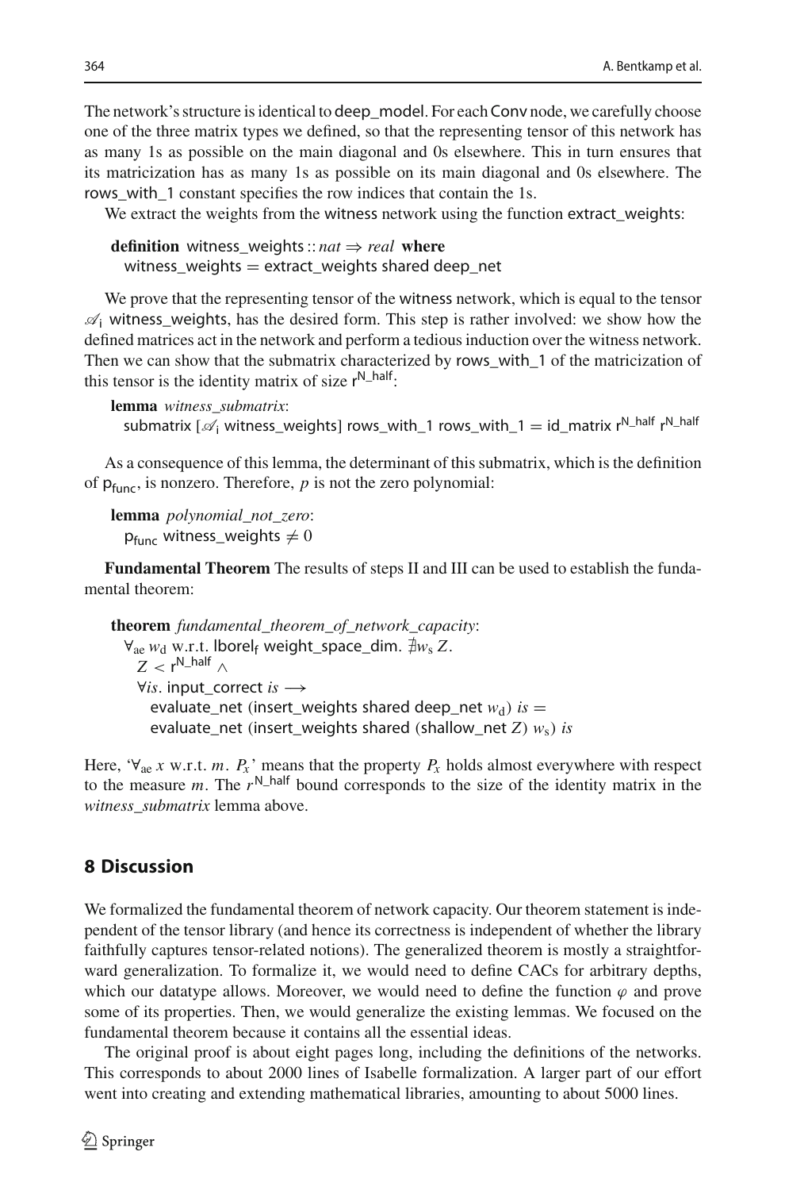The network's structure is identical to deep_model. For each Conv node, we carefully choose one of the three matrix types we defined, so that the representing tensor of this network has as many 1s as possible on the main diagonal and 0s elsewhere. This in turn ensures that its matricization has as many 1s as possible on its main diagonal and 0s elsewhere. The rows_with_1 constant specifies the row indices that contain the 1s.

We extract the weights from the witness network using the function extract_weights:

**definition** witness_weights :: *nat* ⇒ *real* **where**
  witness_weights = extract_weights shared deep_net

We prove that the representing tensor of the witness network, which is equal to the tensor $\mathscr{A}_\mathsf{i}$ witness_weights, has the desired form. This step is rather involved: we show how the defined matrices act in the network and perform a tedious induction over the witness network. Then we can show that the submatrix characterized by rows_with_1 of the matricization of this tensor is the identity matrix of size $\mathsf{r}^{\mathsf{N\_half}}$:

**lemma** *witness_submatrix*:
  submatrix [$\mathscr{A}_\mathsf{i}$ witness_weights] rows_with_1 rows_with_1 = id_matrix $\mathsf{r}^{\mathsf{N\_half}}$ $\mathsf{r}^{\mathsf{N\_half}}$

As a consequence of this lemma, the determinant of this submatrix, which is the definition of $\mathsf{p}_{\mathsf{func}}$, is nonzero. Therefore, $p$ is not the zero polynomial:

**lemma** *polynomial_not_zero*:
  $\mathsf{p}_{\mathsf{func}}$ witness_weights $\neq 0$

**Fundamental Theorem** The results of steps II and III can be used to establish the fundamental theorem:

**theorem** *fundamental_theorem_of_network_capacity*:
  $\forall_{\mathrm{ae}}\, w_\mathrm{d}$ w.r.t. $\mathsf{lborel_f}$ weight_space_dim. $\nexists w_\mathrm{s}\, Z.$
    $Z < \mathsf{r}^{\mathsf{N\_half}}\ \wedge$
    $\forall is.$ input_correct $is \longrightarrow$
      evaluate_net (insert_weights shared deep_net $w_\mathrm{d}$) $is$ =
      evaluate_net (insert_weights shared (shallow_net $Z$) $w_\mathrm{s}$) $is$

Here, '$\forall_{\mathrm{ae}}\, x$ w.r.t. $m.\ P_x$' means that the property $P_x$ holds almost everywhere with respect to the measure $m$. The $r^{\mathsf{N\_half}}$ bound corresponds to the size of the identity matrix in the *witness_submatrix* lemma above.

## 8 Discussion

We formalized the fundamental theorem of network capacity. Our theorem statement is independent of the tensor library (and hence its correctness is independent of whether the library faithfully captures tensor-related notions). The generalized theorem is mostly a straightforward generalization. To formalize it, we would need to define CACs for arbitrary depths, which our datatype allows. Moreover, we would need to define the function $\varphi$ and prove some of its properties. Then, we would generalize the existing lemmas. We focused on the fundamental theorem because it contains all the essential ideas.

The original proof is about eight pages long, including the definitions of the networks. This corresponds to about 2000 lines of Isabelle formalization. A larger part of our effort went into creating and extending mathematical libraries, amounting to about 5000 lines.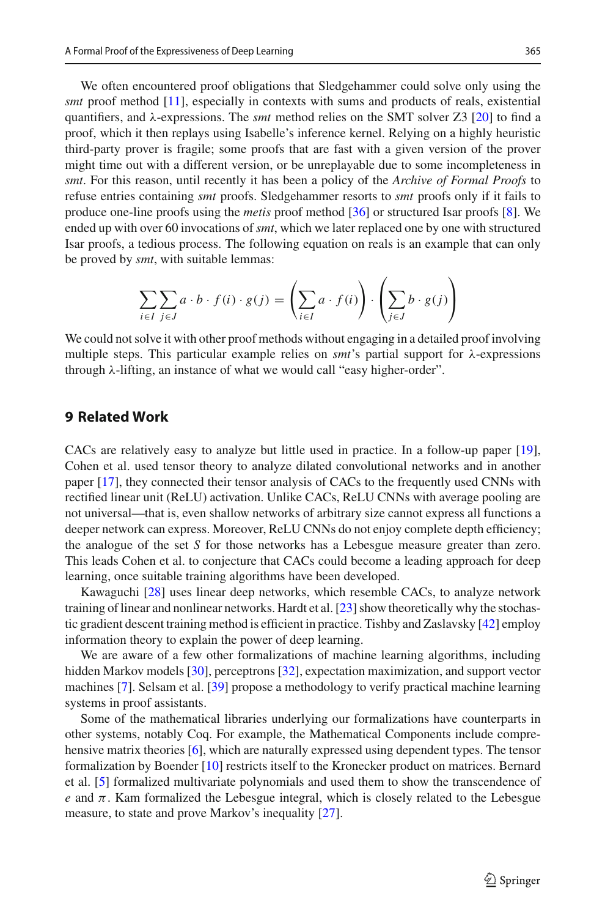We often encountered proof obligations that Sledgehammer could solve only using the *smt* proof method [11], especially in contexts with sums and products of reals, existential quantifiers, and λ-expressions. The *smt* method relies on the SMT solver Z3 [20] to find a proof, which it then replays using Isabelle's inference kernel. Relying on a highly heuristic third-party prover is fragile; some proofs that are fast with a given version of the prover might time out with a different version, or be unreplayable due to some incompleteness in *smt*. For this reason, until recently it has been a policy of the *Archive of Formal Proofs* to refuse entries containing *smt* proofs. Sledgehammer resorts to *smt* proofs only if it fails to produce one-line proofs using the *metis* proof method [36] or structured Isar proofs [8]. We ended up with over 60 invocations of *smt*, which we later replaced one by one with structured Isar proofs, a tedious process. The following equation on reals is an example that can only be proved by *smt*, with suitable lemmas:

$$\sum_{i \in I} \sum_{j \in J} a \cdot b \cdot f(i) \cdot g(j) = \left( \sum_{i \in I} a \cdot f(i) \right) \cdot \left( \sum_{j \in J} b \cdot g(j) \right)$$

We could not solve it with other proof methods without engaging in a detailed proof involving multiple steps. This particular example relies on *smt*'s partial support for λ-expressions through λ-lifting, an instance of what we would call "easy higher-order".

## 9 Related Work

CACs are relatively easy to analyze but little used in practice. In a follow-up paper [19], Cohen et al. used tensor theory to analyze dilated convolutional networks and in another paper [17], they connected their tensor analysis of CACs to the frequently used CNNs with rectified linear unit (ReLU) activation. Unlike CACs, ReLU CNNs with average pooling are not universal—that is, even shallow networks of arbitrary size cannot express all functions a deeper network can express. Moreover, ReLU CNNs do not enjoy complete depth efficiency; the analogue of the set $S$ for those networks has a Lebesgue measure greater than zero. This leads Cohen et al. to conjecture that CACs could become a leading approach for deep learning, once suitable training algorithms have been developed.

Kawaguchi [28] uses linear deep networks, which resemble CACs, to analyze network training of linear and nonlinear networks. Hardt et al. [23] show theoretically why the stochastic gradient descent training method is efficient in practice. Tishby and Zaslavsky [42] employ information theory to explain the power of deep learning.

We are aware of a few other formalizations of machine learning algorithms, including hidden Markov models [30], perceptrons [32], expectation maximization, and support vector machines [7]. Selsam et al. [39] propose a methodology to verify practical machine learning systems in proof assistants.

Some of the mathematical libraries underlying our formalizations have counterparts in other systems, notably Coq. For example, the Mathematical Components include comprehensive matrix theories [6], which are naturally expressed using dependent types. The tensor formalization by Boender [10] restricts itself to the Kronecker product on matrices. Bernard et al. [5] formalized multivariate polynomials and used them to show the transcendence of $e$ and $\pi$. Kam formalized the Lebesgue integral, which is closely related to the Lebesgue measure, to state and prove Markov's inequality [27].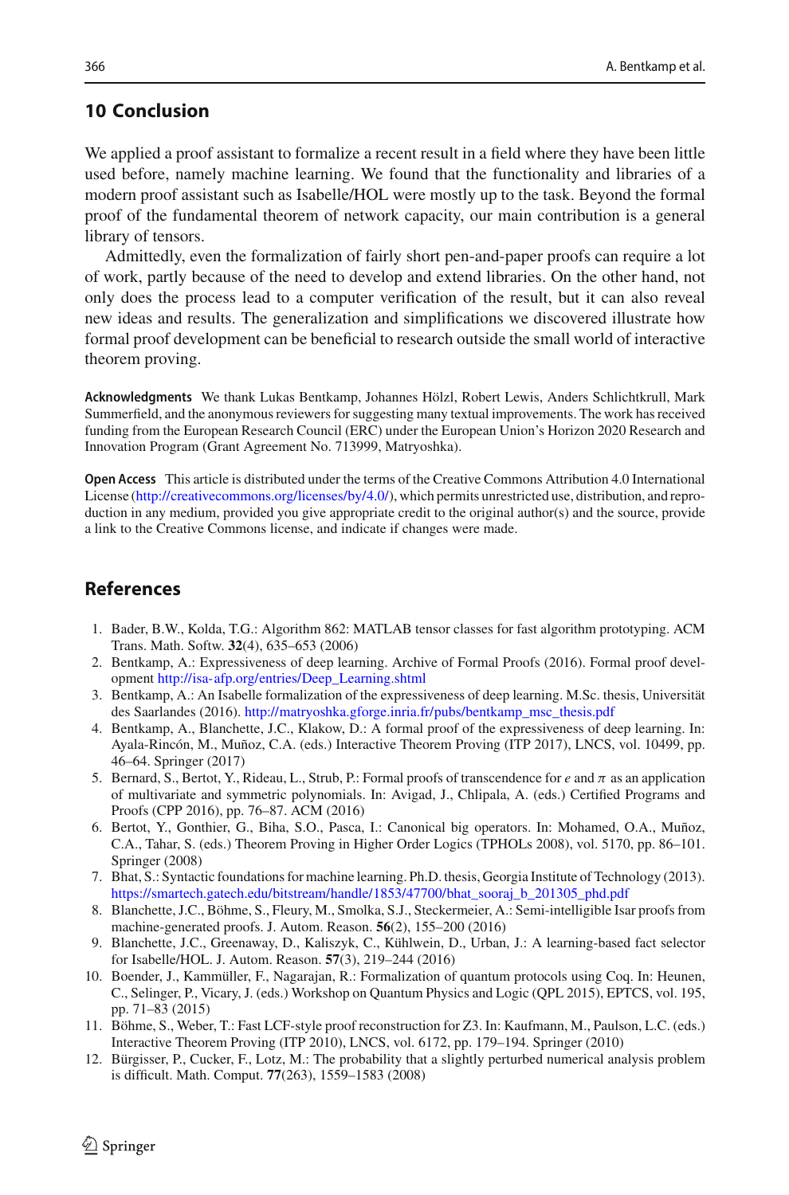## 10 Conclusion

We applied a proof assistant to formalize a recent result in a field where they have been little used before, namely machine learning. We found that the functionality and libraries of a modern proof assistant such as Isabelle/HOL were mostly up to the task. Beyond the formal proof of the fundamental theorem of network capacity, our main contribution is a general library of tensors.

Admittedly, even the formalization of fairly short pen-and-paper proofs can require a lot of work, partly because of the need to develop and extend libraries. On the other hand, not only does the process lead to a computer verification of the result, but it can also reveal new ideas and results. The generalization and simplifications we discovered illustrate how formal proof development can be beneficial to research outside the small world of interactive theorem proving.

**Acknowledgments** We thank Lukas Bentkamp, Johannes Hölzl, Robert Lewis, Anders Schlichtkrull, Mark Summerfield, and the anonymous reviewers for suggesting many textual improvements. The work has received funding from the European Research Council (ERC) under the European Union's Horizon 2020 Research and Innovation Program (Grant Agreement No. 713999, Matryoshka).

**Open Access** This article is distributed under the terms of the Creative Commons Attribution 4.0 International License (http://creativecommons.org/licenses/by/4.0/), which permits unrestricted use, distribution, and reproduction in any medium, provided you give appropriate credit to the original author(s) and the source, provide a link to the Creative Commons license, and indicate if changes were made.

## References

1. Bader, B.W., Kolda, T.G.: Algorithm 862: MATLAB tensor classes for fast algorithm prototyping. ACM Trans. Math. Softw. **32**(4), 635–653 (2006)
2. Bentkamp, A.: Expressiveness of deep learning. Archive of Formal Proofs (2016). Formal proof development http://isa-afp.org/entries/Deep_Learning.shtml
3. Bentkamp, A.: An Isabelle formalization of the expressiveness of deep learning. M.Sc. thesis, Universität des Saarlandes (2016). http://matryoshka.gforge.inria.fr/pubs/bentkamp_msc_thesis.pdf
4. Bentkamp, A., Blanchette, J.C., Klakow, D.: A formal proof of the expressiveness of deep learning. In: Ayala-Rincón, M., Muñoz, C.A. (eds.) Interactive Theorem Proving (ITP 2017), LNCS, vol. 10499, pp. 46–64. Springer (2017)
5. Bernard, S., Bertot, Y., Rideau, L., Strub, P.: Formal proofs of transcendence for $e$ and $\pi$ as an application of multivariate and symmetric polynomials. In: Avigad, J., Chlipala, A. (eds.) Certified Programs and Proofs (CPP 2016), pp. 76–87. ACM (2016)
6. Bertot, Y., Gonthier, G., Biha, S.O., Pasca, I.: Canonical big operators. In: Mohamed, O.A., Muñoz, C.A., Tahar, S. (eds.) Theorem Proving in Higher Order Logics (TPHOLs 2008), vol. 5170, pp. 86–101. Springer (2008)
7. Bhat, S.: Syntactic foundations for machine learning. Ph.D. thesis, Georgia Institute of Technology (2013). https://smartech.gatech.edu/bitstream/handle/1853/47700/bhat_sooraj_b_201305_phd.pdf
8. Blanchette, J.C., Böhme, S., Fleury, M., Smolka, S.J., Steckermeier, A.: Semi-intelligible Isar proofs from machine-generated proofs. J. Autom. Reason. **56**(2), 155–200 (2016)
9. Blanchette, J.C., Greenaway, D., Kaliszyk, C., Kühlwein, D., Urban, J.: A learning-based fact selector for Isabelle/HOL. J. Autom. Reason. **57**(3), 219–244 (2016)
10. Boender, J., Kammüller, F., Nagarajan, R.: Formalization of quantum protocols using Coq. In: Heunen, C., Selinger, P., Vicary, J. (eds.) Workshop on Quantum Physics and Logic (QPL 2015), EPTCS, vol. 195, pp. 71–83 (2015)
11. Böhme, S., Weber, T.: Fast LCF-style proof reconstruction for Z3. In: Kaufmann, M., Paulson, L.C. (eds.) Interactive Theorem Proving (ITP 2010), LNCS, vol. 6172, pp. 179–194. Springer (2010)
12. Bürgisser, P., Cucker, F., Lotz, M.: The probability that a slightly perturbed numerical analysis problem is difficult. Math. Comput. **77**(263), 1559–1583 (2008)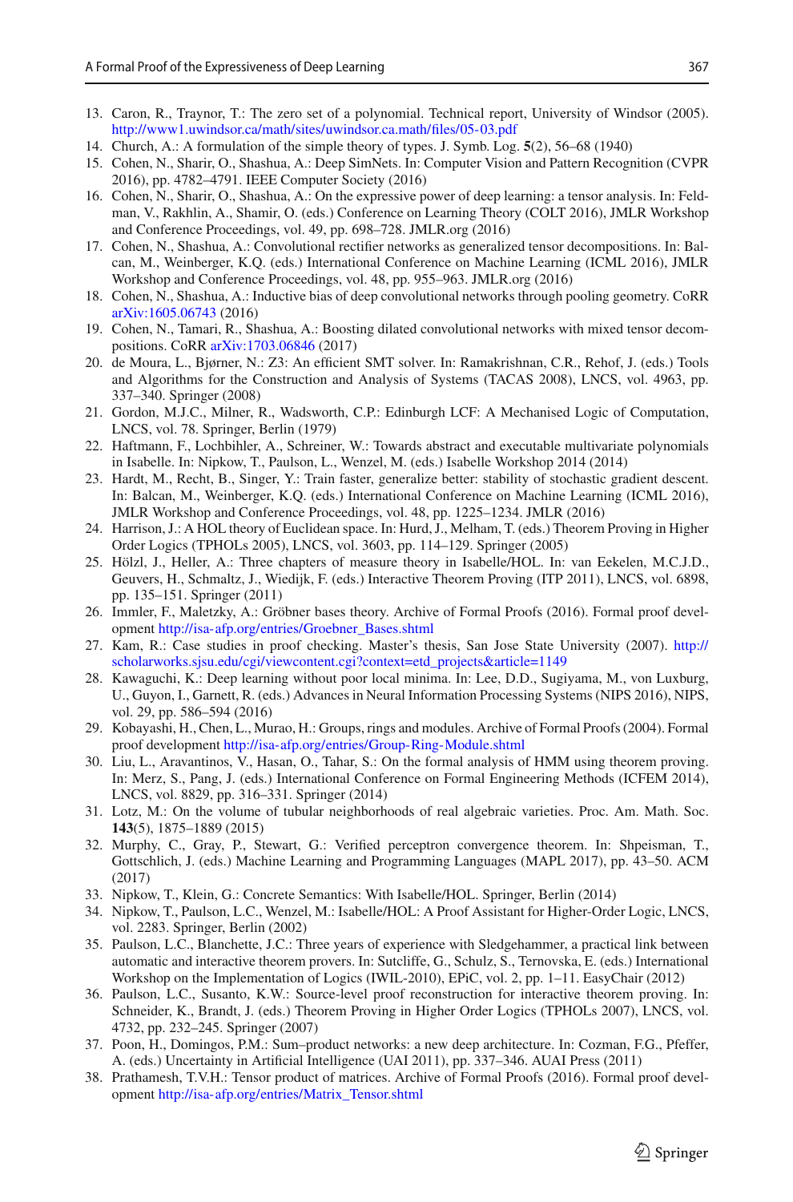13. Caron, R., Traynor, T.: The zero set of a polynomial. Technical report, University of Windsor (2005). http://www1.uwindsor.ca/math/sites/uwindsor.ca.math/files/05-03.pdf
14. Church, A.: A formulation of the simple theory of types. J. Symb. Log. **5**(2), 56–68 (1940)
15. Cohen, N., Sharir, O., Shashua, A.: Deep SimNets. In: Computer Vision and Pattern Recognition (CVPR 2016), pp. 4782–4791. IEEE Computer Society (2016)
16. Cohen, N., Sharir, O., Shashua, A.: On the expressive power of deep learning: a tensor analysis. In: Feldman, V., Rakhlin, A., Shamir, O. (eds.) Conference on Learning Theory (COLT 2016), JMLR Workshop and Conference Proceedings, vol. 49, pp. 698–728. JMLR.org (2016)
17. Cohen, N., Shashua, A.: Convolutional rectifier networks as generalized tensor decompositions. In: Balcan, M., Weinberger, K.Q. (eds.) International Conference on Machine Learning (ICML 2016), JMLR Workshop and Conference Proceedings, vol. 48, pp. 955–963. JMLR.org (2016)
18. Cohen, N., Shashua, A.: Inductive bias of deep convolutional networks through pooling geometry. CoRR arXiv:1605.06743 (2016)
19. Cohen, N., Tamari, R., Shashua, A.: Boosting dilated convolutional networks with mixed tensor decompositions. CoRR arXiv:1703.06846 (2017)
20. de Moura, L., Bjørner, N.: Z3: An efficient SMT solver. In: Ramakrishnan, C.R., Rehof, J. (eds.) Tools and Algorithms for the Construction and Analysis of Systems (TACAS 2008), LNCS, vol. 4963, pp. 337–340. Springer (2008)
21. Gordon, M.J.C., Milner, R., Wadsworth, C.P.: Edinburgh LCF: A Mechanised Logic of Computation, LNCS, vol. 78. Springer, Berlin (1979)
22. Haftmann, F., Lochbihler, A., Schreiner, W.: Towards abstract and executable multivariate polynomials in Isabelle. In: Nipkow, T., Paulson, L., Wenzel, M. (eds.) Isabelle Workshop 2014 (2014)
23. Hardt, M., Recht, B., Singer, Y.: Train faster, generalize better: stability of stochastic gradient descent. In: Balcan, M., Weinberger, K.Q. (eds.) International Conference on Machine Learning (ICML 2016), JMLR Workshop and Conference Proceedings, vol. 48, pp. 1225–1234. JMLR (2016)
24. Harrison, J.: A HOL theory of Euclidean space. In: Hurd, J., Melham, T. (eds.) Theorem Proving in Higher Order Logics (TPHOLs 2005), LNCS, vol. 3603, pp. 114–129. Springer (2005)
25. Hölzl, J., Heller, A.: Three chapters of measure theory in Isabelle/HOL. In: van Eekelen, M.C.J.D., Geuvers, H., Schmaltz, J., Wiedijk, F. (eds.) Interactive Theorem Proving (ITP 2011), LNCS, vol. 6898, pp. 135–151. Springer (2011)
26. Immler, F., Maletzky, A.: Gröbner bases theory. Archive of Formal Proofs (2016). Formal proof development http://isa-afp.org/entries/Groebner_Bases.shtml
27. Kam, R.: Case studies in proof checking. Master's thesis, San Jose State University (2007). http://scholarworks.sjsu.edu/cgi/viewcontent.cgi?context=etd_projects&article=1149
28. Kawaguchi, K.: Deep learning without poor local minima. In: Lee, D.D., Sugiyama, M., von Luxburg, U., Guyon, I., Garnett, R. (eds.) Advances in Neural Information Processing Systems (NIPS 2016), NIPS, vol. 29, pp. 586–594 (2016)
29. Kobayashi, H., Chen, L., Murao, H.: Groups, rings and modules. Archive of Formal Proofs (2004). Formal proof development http://isa-afp.org/entries/Group-Ring-Module.shtml
30. Liu, L., Aravantinos, V., Hasan, O., Tahar, S.: On the formal analysis of HMM using theorem proving. In: Merz, S., Pang, J. (eds.) International Conference on Formal Engineering Methods (ICFEM 2014), LNCS, vol. 8829, pp. 316–331. Springer (2014)
31. Lotz, M.: On the volume of tubular neighborhoods of real algebraic varieties. Proc. Am. Math. Soc. **143**(5), 1875–1889 (2015)
32. Murphy, C., Gray, P., Stewart, G.: Verified perceptron convergence theorem. In: Shpeisman, T., Gottschlich, J. (eds.) Machine Learning and Programming Languages (MAPL 2017), pp. 43–50. ACM (2017)
33. Nipkow, T., Klein, G.: Concrete Semantics: With Isabelle/HOL. Springer, Berlin (2014)
34. Nipkow, T., Paulson, L.C., Wenzel, M.: Isabelle/HOL: A Proof Assistant for Higher-Order Logic, LNCS, vol. 2283. Springer, Berlin (2002)
35. Paulson, L.C., Blanchette, J.C.: Three years of experience with Sledgehammer, a practical link between automatic and interactive theorem provers. In: Sutcliffe, G., Schulz, S., Ternovska, E. (eds.) International Workshop on the Implementation of Logics (IWIL-2010), EPiC, vol. 2, pp. 1–11. EasyChair (2012)
36. Paulson, L.C., Susanto, K.W.: Source-level proof reconstruction for interactive theorem proving. In: Schneider, K., Brandt, J. (eds.) Theorem Proving in Higher Order Logics (TPHOLs 2007), LNCS, vol. 4732, pp. 232–245. Springer (2007)
37. Poon, H., Domingos, P.M.: Sum–product networks: a new deep architecture. In: Cozman, F.G., Pfeffer, A. (eds.) Uncertainty in Artificial Intelligence (UAI 2011), pp. 337–346. AUAI Press (2011)
38. Prathamesh, T.V.H.: Tensor product of matrices. Archive of Formal Proofs (2016). Formal proof development http://isa-afp.org/entries/Matrix_Tensor.shtml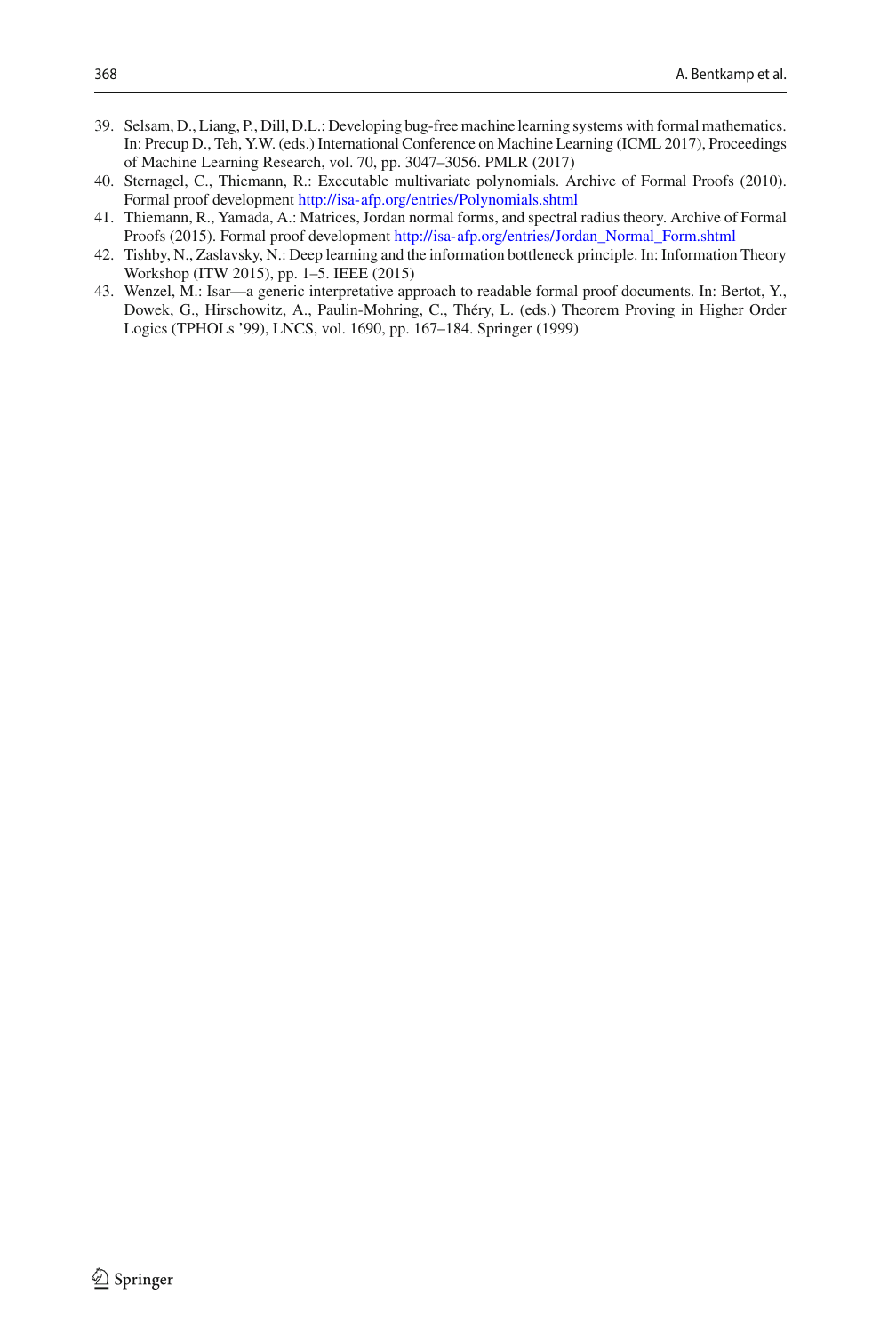39. Selsam, D., Liang, P., Dill, D.L.: Developing bug-free machine learning systems with formal mathematics. In: Precup D., Teh, Y.W. (eds.) International Conference on Machine Learning (ICML 2017), Proceedings of Machine Learning Research, vol. 70, pp. 3047–3056. PMLR (2017)
40. Sternagel, C., Thiemann, R.: Executable multivariate polynomials. Archive of Formal Proofs (2010). Formal proof development http://isa-afp.org/entries/Polynomials.shtml
41. Thiemann, R., Yamada, A.: Matrices, Jordan normal forms, and spectral radius theory. Archive of Formal Proofs (2015). Formal proof development http://isa-afp.org/entries/Jordan_Normal_Form.shtml
42. Tishby, N., Zaslavsky, N.: Deep learning and the information bottleneck principle. In: Information Theory Workshop (ITW 2015), pp. 1–5. IEEE (2015)
43. Wenzel, M.: Isar—a generic interpretative approach to readable formal proof documents. In: Bertot, Y., Dowek, G., Hirschowitz, A., Paulin-Mohring, C., Théry, L. (eds.) Theorem Proving in Higher Order Logics (TPHOLs '99), LNCS, vol. 1690, pp. 167–184. Springer (1999)